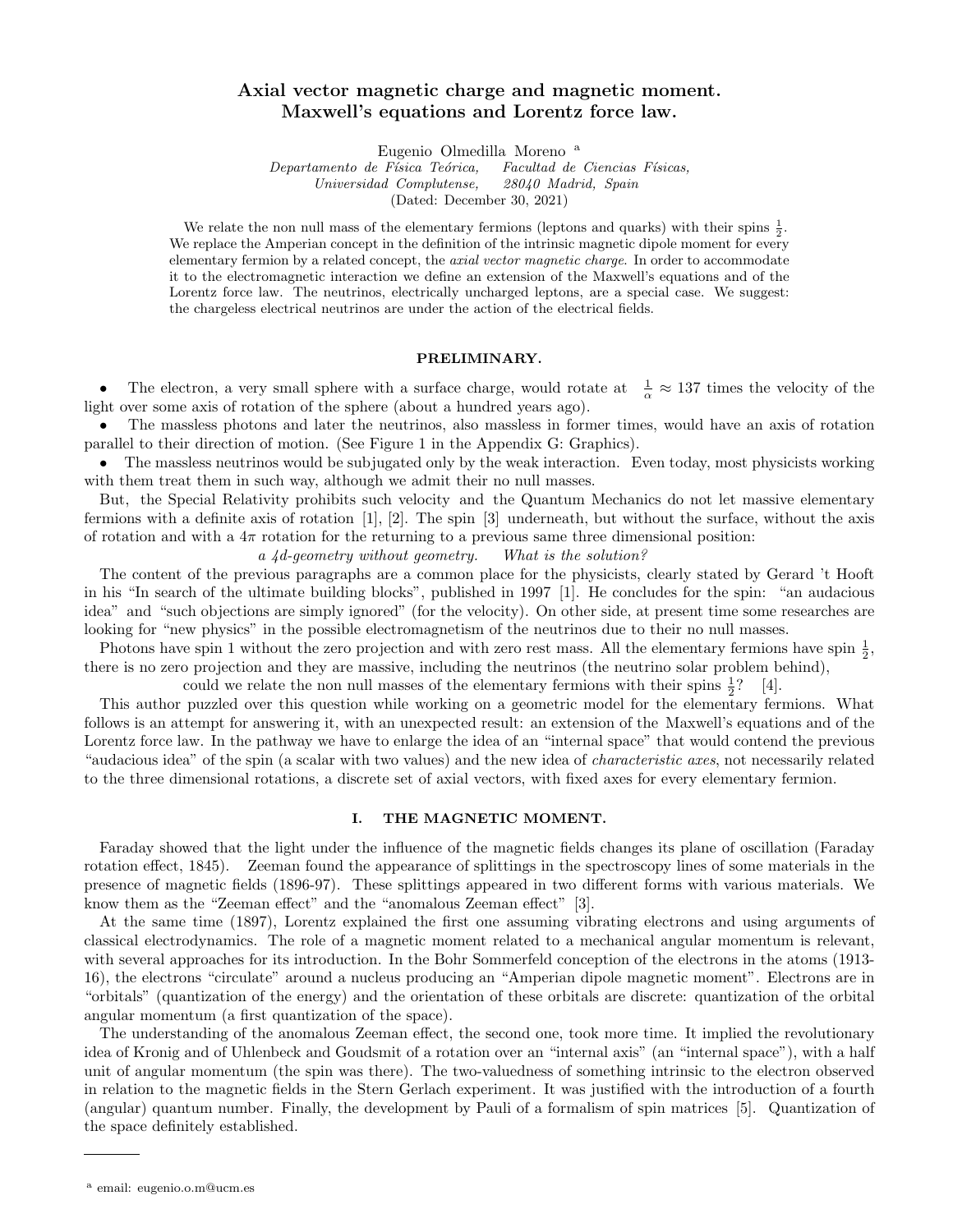# Axial vector magnetic charge and magnetic moment. Maxwell's equations and Lorentz force law.

Eugenio Olmedilla Moreno [a]

*Departamento de Física Teórica, Facultad de Ciencias Físicas, Universidad Complutense, 28040 Madrid, Spain*

(Dated: December 30, 2021)

We relate the non null mass of the elementary fermions (leptons and quarks) with their spins $\frac{1}{2}$. We replace the Amperian concept in the definition of the intrinsic magnetic dipole moment for every elementary fermion by a related concept, the *axial vector magnetic charge*. In order to accommodate it to the electromagnetic interaction we define an extension of the Maxwell's equations and of the Lorentz force law. The neutrinos, electrically uncharged leptons, are a special case. We suggest: the chargeless electrical neutrinos are under the action of the electrical fields.

## PRELIMINARY.

- The electron, a very small sphere with a surface charge, would rotate at $\frac{1}{\alpha} \approx 137$ times the velocity of the light over some axis of rotation of the sphere (about a hundred years ago).
- The massless photons and later the neutrinos, also massless in former times, would have an axis of rotation parallel to their direction of motion. (See Figure 1 in the Appendix G: Graphics).
- The massless neutrinos would be subjugated only by the weak interaction. Even today, most physicists working with them treat them in such way, although we admit their no null masses.

But, the Special Relativity prohibits such velocity and the Quantum Mechanics do not let massive elementary fermions with a definite axis of rotation [1], [2]. The spin [3] underneath, but without the surface, without the axis of rotation and with a $4\pi$ rotation for the returning to a previous same three dimensional position:

*a 4d-geometry without geometry. What is the solution?*

The content of the previous paragraphs are a common place for the physicists, clearly stated by Gerard 't Hooft in his "In search of the ultimate building blocks", published in 1997 [1]. He concludes for the spin: "an audacious idea" and "such objections are simply ignored" (for the velocity). On other side, at present time some researches are looking for "new physics" in the possible electromagnetism of the neutrinos due to their no null masses.

Photons have spin 1 without the zero projection and with zero rest mass. All the elementary fermions have spin $\frac{1}{2}$, there is no zero projection and they are massive, including the neutrinos (the neutrino solar problem behind),

could we relate the non null masses of the elementary fermions with their spins $\frac{1}{2}$? [4].

This author puzzled over this question while working on a geometric model for the elementary fermions. What follows is an attempt for answering it, with an unexpected result: an extension of the Maxwell's equations and of the Lorentz force law. In the pathway we have to enlarge the idea of an "internal space" that would contend the previous "audacious idea" of the spin (a scalar with two values) and the new idea of *characteristic axes*, not necessarily related to the three dimensional rotations, a discrete set of axial vectors, with fixed axes for every elementary fermion.

## I. THE MAGNETIC MOMENT.

Faraday showed that the light under the influence of the magnetic fields changes its plane of oscillation (Faraday rotation effect, 1845). Zeeman found the appearance of splittings in the spectroscopy lines of some materials in the presence of magnetic fields (1896-97). These splittings appeared in two different forms with various materials. We know them as the "Zeeman effect" and the "anomalous Zeeman effect" [3].

At the same time (1897), Lorentz explained the first one assuming vibrating electrons and using arguments of classical electrodynamics. The role of a magnetic moment related to a mechanical angular momentum is relevant, with several approaches for its introduction. In the Bohr Sommerfeld conception of the electrons in the atoms (1913-16), the electrons "circulate" around a nucleus producing an "Amperian dipole magnetic moment". Electrons are in "orbitals" (quantization of the energy) and the orientation of these orbitals are discrete: quantization of the orbital angular momentum (a first quantization of the space).

The understanding of the anomalous Zeeman effect, the second one, took more time. It implied the revolutionary idea of Kronig and of Uhlenbeck and Goudsmit of a rotation over an "internal axis" (an "internal space"), with a half unit of angular momentum (the spin was there). The two-valuedness of something intrinsic to the electron observed in relation to the magnetic fields in the Stern Gerlach experiment. It was justified with the introduction of a fourth (angular) quantum number. Finally, the development by Pauli of a formalism of spin matrices [5]. Quantization of the space definitely established.

[a] email: eugenio.o.m@ucm.es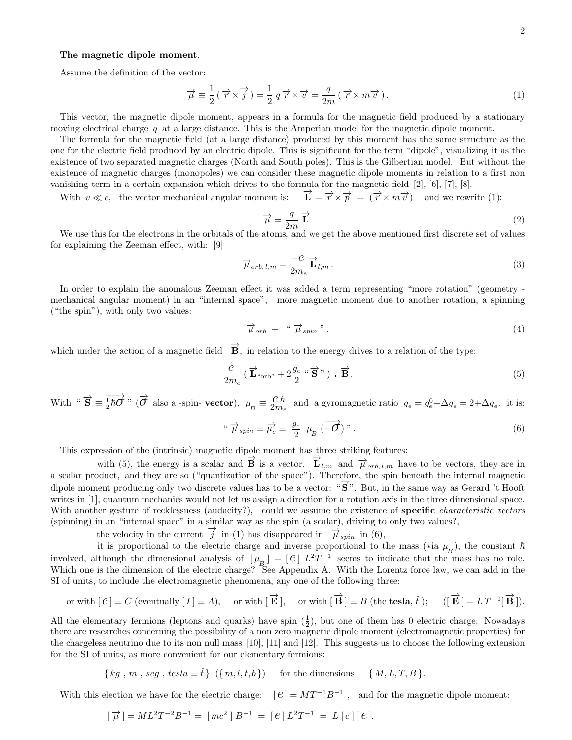**The magnetic dipole moment**.

Assume the definition of the vector:

$$\vec{\mu} \equiv \frac{1}{2} \left( \vec{r} \times \vec{j} \right) = \frac{1}{2}\, q\, \vec{r} \times \vec{v} = \frac{q}{2m} \left( \vec{r} \times m \vec{v} \right). \tag{1}$$

This vector, the magnetic dipole moment, appears in a formula for the magnetic field produced by a stationary moving electrical charge $q$ at a large distance. This is the Amperian model for the magnetic dipole moment.

The formula for the magnetic field (at a large distance) produced by this moment has the same structure as the one for the electric field produced by an electric dipole. This is significant for the term "dipole", visualizing it as the existence of two separated magnetic charges (North and South poles). This is the Gilbertian model. But without the existence of magnetic charges (monopoles) we can consider these magnetic dipole moments in relation to a first non vanishing term in a certain expansion which drives to the formula for the magnetic field [2], [6], [7], [8].

With $v \ll c$, the vector mechanical angular moment is: $\vec{\mathbf{L}} = \vec{r} \times \vec{p} = (\vec{r} \times m \vec{v})$ and we rewrite (1):

$$\vec{\mu} = \frac{q}{2m}\, \vec{\mathbf{L}}. \tag{2}$$

We use this for the electrons in the orbitals of the atoms, and we get the above mentioned first discrete set of values for explaining the Zeeman effect, with: [9]

$$\vec{\mu}_{orb,\,l,m} = \frac{-e}{2m_e}\, \vec{\mathbf{L}}_{l,m}\, . \tag{3}$$

In order to explain the anomalous Zeeman effect it was added a term representing "more rotation" (geometry - mechanical angular moment) in an "internal space", more magnetic moment due to another rotation, a spinning ("the spin"), with only two values:

$$\vec{\mu}_{orb} \; + \; \text{“} \vec{\mu}_{spin} \text{”}\, , \tag{4}$$

which under the action of a magnetic field $\vec{\mathbf{B}}$, in relation to the energy drives to a relation of the type:

$$\frac{e}{2m_e} \left( \vec{\mathbf{L}}_{\text{“orb”}} + 2\frac{g_e}{2}\, \text{“}\vec{\mathbf{S}}\text{”} \right) \cdot \vec{\mathbf{B}}. \tag{5}$$

With "$\vec{\mathbf{S}} \equiv \frac{1}{2}\hbar\vec{\sigma}$" ($\vec{\sigma}$ also a -spin- **vector**), $\mu_B \equiv \frac{e\,\hbar}{2m_e}$ and a gyromagnetic ratio $g_e = g_e^0 + \Delta g_e = 2 + \Delta g_e$. it is:

$$\text{“}\vec{\mu}_{spin} \equiv \vec{\mu}_e \equiv \frac{g_e}{2}\ \mu_B\ (-\vec{\sigma})\text{”}\, . \tag{6}$$

This expression of the (intrinsic) magnetic dipole moment has three striking features:

with (5), the energy is a scalar and $\vec{\mathbf{B}}$ is a vector. $\vec{\mathbf{L}}_{l,m}$ and $\vec{\mu}_{orb,\,l,m}$ have to be vectors, they are in a scalar product, and they are so ("quantization of the space"). Therefore, the spin beneath the internal magnetic dipole moment producing only two discrete values has to be a vector: "$\vec{\mathbf{S}}$". But, in the same way as Gerard 't Hooft writes in [1], quantum mechanics would not let us assign a direction for a rotation axis in the three dimensional space. With another gesture of recklessness (audacity?), could we assume the existence of **specific** *characteristic vectors* (spinning) in an "internal space" in a similar way as the spin (a scalar), driving to only two values?,

the velocity in the current $\vec{j}$ in (1) has disappeared in $\vec{\mu}_{spin}$ in (6),

it is proportional to the electric charge and inverse proportional to the mass (via $\mu_B$), the constant $\hbar$ involved, although the dimensional analysis of $[\mu_B] = [e]\, L^2 T^{-1}$ seems to indicate that the mass has no role. Which one is the dimension of the electric charge? See Appendix A. With the Lorentz force law, we can add in the SI of units, to include the electromagnetic phenomena, any one of the following three:

or with $[e] \equiv C$ (eventually $[I] \equiv A$), or with $[\vec{\mathbf{E}}]$, or with $[\vec{\mathbf{B}}] \equiv B$ (the **tesla**, $\hat{t}$ ); $\quad ([\vec{\mathbf{E}}] = L\,T^{-1}[\vec{\mathbf{B}}])$.

All the elementary fermions (leptons and quarks) have spin ($\frac{1}{2}$), but one of them has 0 electric charge. Nowadays there are researches concerning the possibility of a non zero magnetic dipole moment (electromagnetic properties) for the chargeless neutrino due to its non null mass [10], [11] and [12]. This suggests us to choose the following extension for the SI of units, as more convenient for our elementary fermions:

$\{ kg\ ,\ m\ ,\ seg\ ,\ tesla \equiv \hat{t} \}$ $(\{m, l, t, b\})$ for the dimensions $\{M, L, T, B\}$.

With this election we have for the electric charge: $[e] = MT^{-1}B^{-1}$ , and for the magnetic dipole moment:

$$[\vec{\mu}] = ML^2T^{-2}B^{-1} = [mc^2]\, B^{-1} = [e]\, L^2T^{-1} = L\,[c]\,[e].$$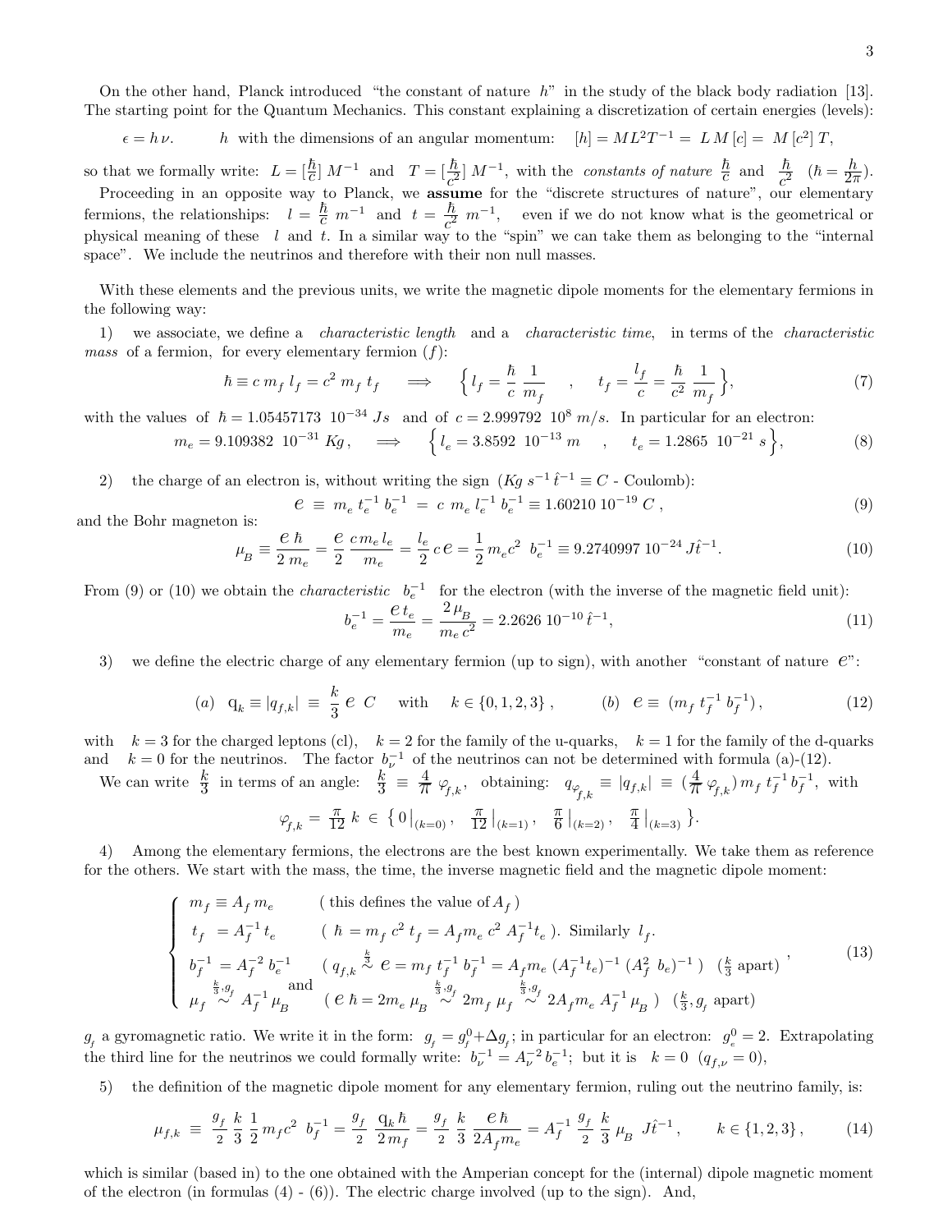On the other hand, Planck introduced "the constant of nature $h$" in the study of the black body radiation [13]. The starting point for the Quantum Mechanics. This constant explaining a discretization of certain energies (levels):

$\epsilon = h\,\nu$. $\quad$ $h$ with the dimensions of an angular momentum: $[h] = ML^2T^{-1} = L\,M\,[c] = M\,[c^2]\,T$,

so that we formally write: $L = [\frac{\hbar}{c}]\,M^{-1}$ and $T = [\frac{\hbar}{c^2}]\,M^{-1}$, with the *constants of nature* $\frac{\hbar}{c}$ and $\frac{\hbar}{c^2}$ $(\hbar = \frac{h}{2\pi})$.

Proceeding in an opposite way to Planck, we **assume** for the "discrete structures of nature", our elementary fermions, the relationships: $l = \frac{\hbar}{c}\,m^{-1}$ and $t = \frac{\hbar}{c^2}\,m^{-1}$, even if we do not know what is the geometrical or physical meaning of these $l$ and $t$. In a similar way to the "spin" we can take them as belonging to the "internal space". We include the neutrinos and therefore with their non null masses.

With these elements and the previous units, we write the magnetic dipole moments for the elementary fermions in the following way:

1) we associate, we define a *characteristic length* and a *characteristic time*, in terms of the *characteristic mass* of a fermion, for every elementary fermion ($f$):

$$\hbar \equiv c\,m_f\,l_f = c^2\,m_f\,t_f \quad \Longrightarrow \quad \Big\{ l_f = \frac{\hbar}{c}\,\frac{1}{m_f} \quad , \quad t_f = \frac{l_f}{c} = \frac{\hbar}{c^2}\,\frac{1}{m_f} \Big\}, \tag{7}$$

with the values of $\hbar = 1.05457173\ 10^{-34}\ Js$ and of $c = 2.999792\ 10^8\ m/s$. In particular for an electron:

$$m_e = 9.109382\ 10^{-31}\ Kg\,, \quad \Longrightarrow \quad \Big\{ l_e = 3.8592\ 10^{-13}\ m \quad , \quad t_e = 1.2865\ 10^{-21}\ s \Big\}, \tag{8}$$

2) the charge of an electron is, without writing the sign ($Kg\ s^{-1}\,\hat{t}^{-1} \equiv C$ - Coulomb):

$$e \ \equiv\ m_e\,t_e^{-1}\,b_e^{-1} \ =\ c\ m_e\,l_e^{-1}\,b_e^{-1} \equiv 1.60210\ 10^{-19}\ C\,, \tag{9}$$

and the Bohr magneton is:

$$\mu_B \equiv \frac{e\,\hbar}{2\,m_e} = \frac{e}{2}\,\frac{c\,m_e\,l_e}{m_e} = \frac{l_e}{2}\,c\,e = \frac{1}{2}\,m_e c^2\ \,b_e^{-1} \equiv 9.2740997\ 10^{-24}\ J\hat{t}^{-1}. \tag{10}$$

From (9) or (10) we obtain the *characteristic* $b_e^{-1}$ for the electron (with the inverse of the magnetic field unit):

$$b_e^{-1} = \frac{e\,t_e}{m_e} = \frac{2\,\mu_B}{m_e\,c^2} = 2.2626\ 10^{-10}\ \hat{t}^{-1}, \tag{11}$$

3) we define the electric charge of any elementary fermion (up to sign), with another "constant of nature $e$":

$$(a)\ \ \mathrm{q}_k \equiv |q_{f,k}| \ \equiv\ \frac{k}{3}\,e\ C \quad \text{with} \quad k \in \{0,1,2,3\}\,, \qquad (b)\ \ e \equiv\ (m_f\,t_f^{-1}\,b_f^{-1})\,, \tag{12}$$

with $k=3$ for the charged leptons (cl), $k=2$ for the family of the u-quarks, $k=1$ for the family of the d-quarks and $k=0$ for the neutrinos. The factor $b_\nu^{-1}$ of the neutrinos can not be determined with formula (a)-(12).

We can write $\frac{k}{3}$ in terms of an angle: $\frac{k}{3} \equiv \frac{4}{\pi}\,\varphi_{f,k}$, obtaining: $q_{\varphi_{f,k}} \equiv |q_{f,k}| \equiv (\frac{4}{\pi}\,\varphi_{f,k})\,m_f\,t_f^{-1}\,b_f^{-1}$, with

$$\varphi_{f,k} = \tfrac{\pi}{12}\,k \,\in\, \big\{\, 0\,\big|_{(k=0)}\,,\ \ \tfrac{\pi}{12}\,\big|_{(k=1)}\,,\ \ \tfrac{\pi}{6}\,\big|_{(k=2)}\,,\ \ \tfrac{\pi}{4}\,\big|_{(k=3)}\ \big\}.$$

4) Among the elementary fermions, the electrons are the best known experimentally. We take them as reference for the others. We start with the mass, the time, the inverse magnetic field and the magnetic dipole moment:

$$\begin{cases} m_f \equiv A_f\,m_e & (\text{ this defines the value of } A_f\,) \\ t_f\ = A_f^{-1}\,t_e & (\ \hbar = m_f\,c^2\,t_f = A_f m_e\,c^2\,A_f^{-1} t_e\ ).\ \text{Similarly } l_f. \\ b_f^{-1} = A_f^{-2}\,b_e^{-1} & (\ q_{f,k} \overset{\frac{k}{3}}{\sim}\ e = m_f\,t_f^{-1}\,b_f^{-1} = A_f m_e\,(A_f^{-1} t_e)^{-1}\,(A_f^2\,b_e)^{-1}\ )\ \ (\tfrac{k}{3}\text{ apart}) \\ \mu_f \overset{\frac{k}{3},g_f}{\sim} A_f^{-1}\,\mu_B \ \ \text{and} & (\ e\,\hbar = 2m_e\,\mu_B \overset{\frac{k}{3},g_f}{\sim} 2m_f\,\mu_f \overset{\frac{k}{3},g_f}{\sim} 2A_f m_e\,A_f^{-1}\,\mu_B\ )\ \ (\tfrac{k}{3}, g_f\text{ apart}) \end{cases}, \tag{13}$$

$g_f$ a gyromagnetic ratio. We write it in the form: $g_f = g_f^0 + \Delta g_f$; in particular for an electron: $g_e^0 = 2$. Extrapolating the third line for the neutrinos we could formally write: $b_\nu^{-1} = A_\nu^{-2}\,b_e^{-1}$; but it is $k=0$ $(q_{f,\nu} = 0)$,

5) the definition of the magnetic dipole moment for any elementary fermion, ruling out the neutrino family, is:

$$\mu_{f,k} \ \equiv\ \frac{g_f}{2}\,\frac{k}{3}\,\frac{1}{2}\,m_f c^2\ \,b_f^{-1} = \frac{g_f}{2}\,\frac{\mathrm{q}_k\,\hbar}{2\,m_f} = \frac{g_f}{2}\,\frac{k}{3}\,\frac{e\,\hbar}{2A_f m_e} = A_f^{-1}\,\frac{g_f}{2}\,\frac{k}{3}\,\mu_B\ \ J\hat{t}^{-1}\,, \qquad k \in \{1,2,3\}\,, \tag{14}$$

which is similar (based in) to the one obtained with the Amperian concept for the (internal) dipole magnetic moment of the electron (in formulas (4) - (6)). The electric charge involved (up to the sign). And,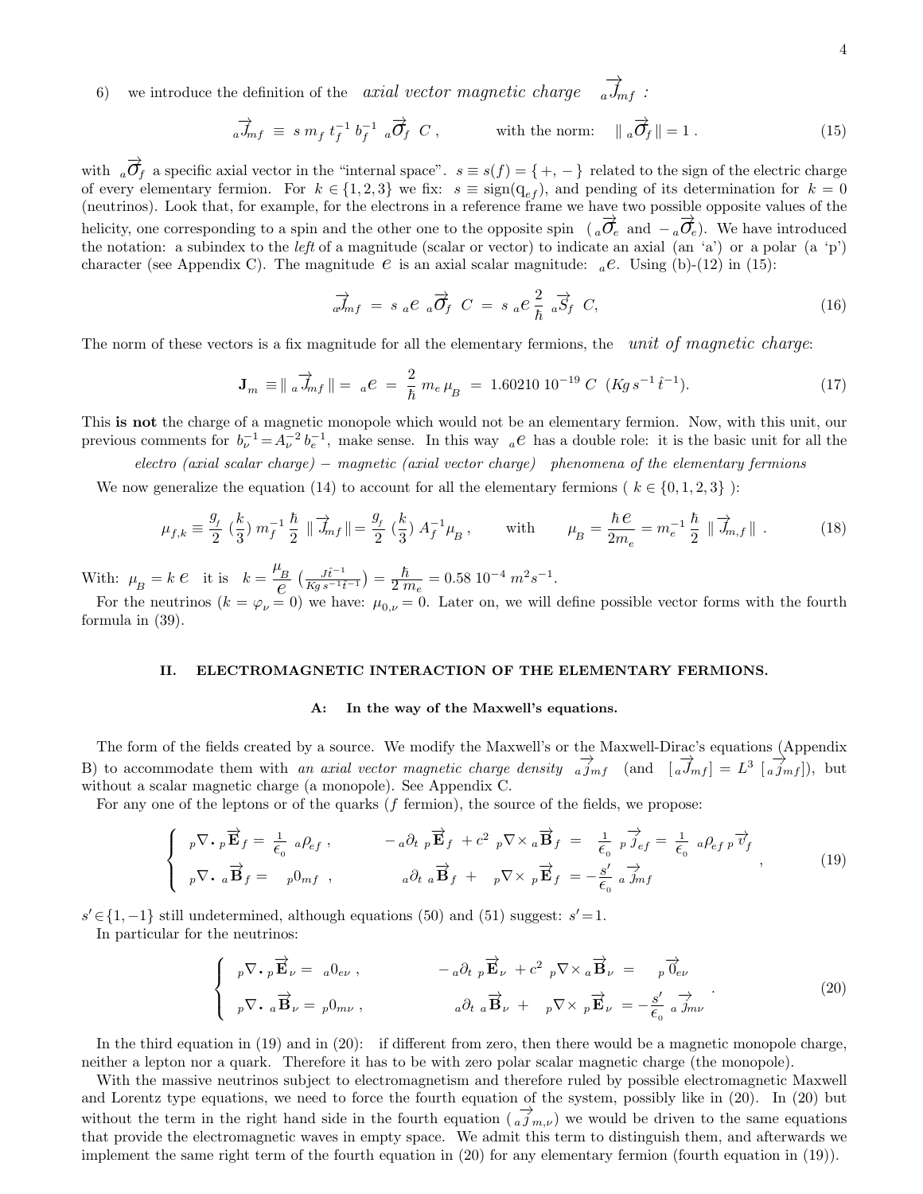6) we introduce the definition of the *axial vector magnetic charge* ${}_a\overrightarrow{J}_{mf}$ :

$$ {}_a\overrightarrow{J}_{mf} \;\equiv\; s\; m_f\; t_f^{-1}\; b_f^{-1}\; {}_a\overrightarrow{\sigma}_f\; C\,, \qquad\qquad \text{with the norm:} \quad \|\, {}_a\overrightarrow{\sigma}_f \,\| = 1\,. \tag{15} $$

with ${}_a\overrightarrow{\sigma}_f$ a specific axial vector in the "internal space". $s \equiv s(f) = \{+,-\}$ related to the sign of the electric charge of every elementary fermion. For $k \in \{1,2,3\}$ we fix: $s \equiv \mathrm{sign}(\mathrm{q}_{ef})$, and pending of its determination for $k=0$ (neutrinos). Look that, for example, for the electrons in a reference frame we have two possible opposite values of the helicity, one corresponding to a spin and the other one to the opposite spin (${}_a\overrightarrow{\sigma}_e$ and $-\,{}_a\overrightarrow{\sigma}_e$). We have introduced the notation: a subindex to the *left* of a magnitude (scalar or vector) to indicate an axial (an 'a') or a polar (a 'p') character (see Appendix C). The magnitude $e$ is an axial scalar magnitude: ${}_ae$. Using (b)-(12) in (15):

$$ {}_a\overrightarrow{J}_{mf} \;=\; s\; {}_ae\; {}_a\overrightarrow{\sigma}_f\; C \;=\; s\; {}_ae\, \frac{2}{\hbar}\; {}_a\overrightarrow{S}_f\; C, \tag{16} $$

The norm of these vectors is a fix magnitude for all the elementary fermions, the *unit of magnetic charge*:

$$ \mathbf{J}_m \equiv \|\, {}_a\overrightarrow{J}_{mf} \,\| = \; {}_ae \;=\; \frac{2}{\hbar}\; m_e\, \mu_B \;=\; 1.60210\; 10^{-19}\; C \;\; (Kg\, s^{-1}\, \hat{t}^{-1}). \tag{17} $$

This **is not** the charge of a magnetic monopole which would not be an elementary fermion. Now, with this unit, our previous comments for $b_\nu^{-1} = A_\nu^{-2}\, b_e^{-1}$, make sense. In this way ${}_ae$ has a double role: it is the basic unit for all the

*electro (axial scalar charge) − magnetic (axial vector charge) phenomena of the elementary fermions*

We now generalize the equation (14) to account for all the elementary fermions ($k \in \{0,1,2,3\}$):

$$ \mu_{f,k} \equiv \frac{g_f}{2}\,(\frac{k}{3})\; m_f^{-1}\, \frac{\hbar}{2}\; \|\overrightarrow{J}_{mf}\| = \frac{g_f}{2}\,(\frac{k}{3})\; A_f^{-1} \mu_B\,, \qquad \text{with} \qquad \mu_B = \frac{\hbar\, e}{2 m_e} = m_e^{-1}\, \frac{\hbar}{2}\; \|\overrightarrow{J}_{m,f}\|\;. \tag{18} $$

With: $\mu_B = k\; e$ it is $k = \frac{\mu_B}{e}\,\left(\frac{J\hat{t}^{-1}}{Kg\, s^{-1}\hat{t}^{-1}}\right) = \frac{\hbar}{2\, m_e} = 0.58\; 10^{-4}\; m^2 s^{-1}$.

For the neutrinos ($k = \varphi_\nu = 0$) we have: $\mu_{0,\nu} = 0$. Later on, we will define possible vector forms with the fourth formula in (39).

## II. ELECTROMAGNETIC INTERACTION OF THE ELEMENTARY FERMIONS.

### A: In the way of the Maxwell's equations.

The form of the fields created by a source. We modify the Maxwell's or the Maxwell-Dirac's equations (Appendix B) to accommodate them with *an axial vector magnetic charge density* ${}_a\overrightarrow{j}_{mf}$ (and $[{}_a\overrightarrow{J}_{mf}] = L^3\, [{}_a\overrightarrow{j}_{mf}]$), but without a scalar magnetic charge (a monopole). See Appendix C.

For any one of the leptons or of the quarks ($f$ fermion), the source of the fields, we propose:

$$ \left\{ \begin{array}{ll} {}_p\nabla\boldsymbol{\cdot}\, {}_p\overrightarrow{\mathbf{E}}_f = \frac{1}{\epsilon_0}\; {}_a\rho_{ef}\,, & -\,{}_a\partial_t\; {}_p\overrightarrow{\mathbf{E}}_f \;+ c^2\; {}_p\nabla\times {}_a\overrightarrow{\mathbf{B}}_f \;=\; \frac{1}{\epsilon_0}\; {}_p\overrightarrow{j}_{ef} = \frac{1}{\epsilon_0}\; {}_a\rho_{ef}\, {}_p\overrightarrow{v}_f \\ {}_p\nabla\boldsymbol{\cdot}\, {}_a\overrightarrow{\mathbf{B}}_f = \;\; {}_p0_{mf}\;\;, & {}_a\partial_t\; {}_a\overrightarrow{\mathbf{B}}_f \;+\;\; {}_p\nabla\times\, {}_p\overrightarrow{\mathbf{E}}_f \;=\; -\frac{s'}{\epsilon_0}\; {}_a\overrightarrow{j}_{mf} \end{array} \right. , \tag{19} $$

$s' \in \{1,-1\}$ still undetermined, although equations (50) and (51) suggest: $s'=1$.

In particular for the neutrinos:

$$ \left\{ \begin{array}{ll} {}_p\nabla\boldsymbol{\cdot}\, {}_p\overrightarrow{\mathbf{E}}_\nu = \; {}_a0_{e\nu}\,, & -\,{}_a\partial_t\; {}_p\overrightarrow{\mathbf{E}}_\nu \;+ c^2\; {}_p\nabla\times {}_a\overrightarrow{\mathbf{B}}_\nu \;=\;\;\; {}_p\overrightarrow{0}_{e\nu} \\ {}_p\nabla\boldsymbol{\cdot}\, {}_a\overrightarrow{\mathbf{B}}_\nu = \; {}_p0_{m\nu}\,, & {}_a\partial_t\; {}_a\overrightarrow{\mathbf{B}}_\nu \;+\;\; {}_p\nabla\times\, {}_p\overrightarrow{\mathbf{E}}_\nu \;=\; -\frac{s'}{\epsilon_0}\; {}_a\overrightarrow{j}_{m\nu} \end{array} \right. . \tag{20} $$

In the third equation in (19) and in (20): if different from zero, then there would be a magnetic monopole charge, neither a lepton nor a quark. Therefore it has to be with zero polar scalar magnetic charge (the monopole).

With the massive neutrinos subject to electromagnetism and therefore ruled by possible electromagnetic Maxwell and Lorentz type equations, we need to force the fourth equation of the system, possibly like in (20). In (20) but without the term in the right hand side in the fourth equation (${}_a\overrightarrow{j}_{m,\nu}$) we would be driven to the same equations that provide the electromagnetic waves in empty space. We admit this term to distinguish them, and afterwards we implement the same right term of the fourth equation in (20) for any elementary fermion (fourth equation in (19)).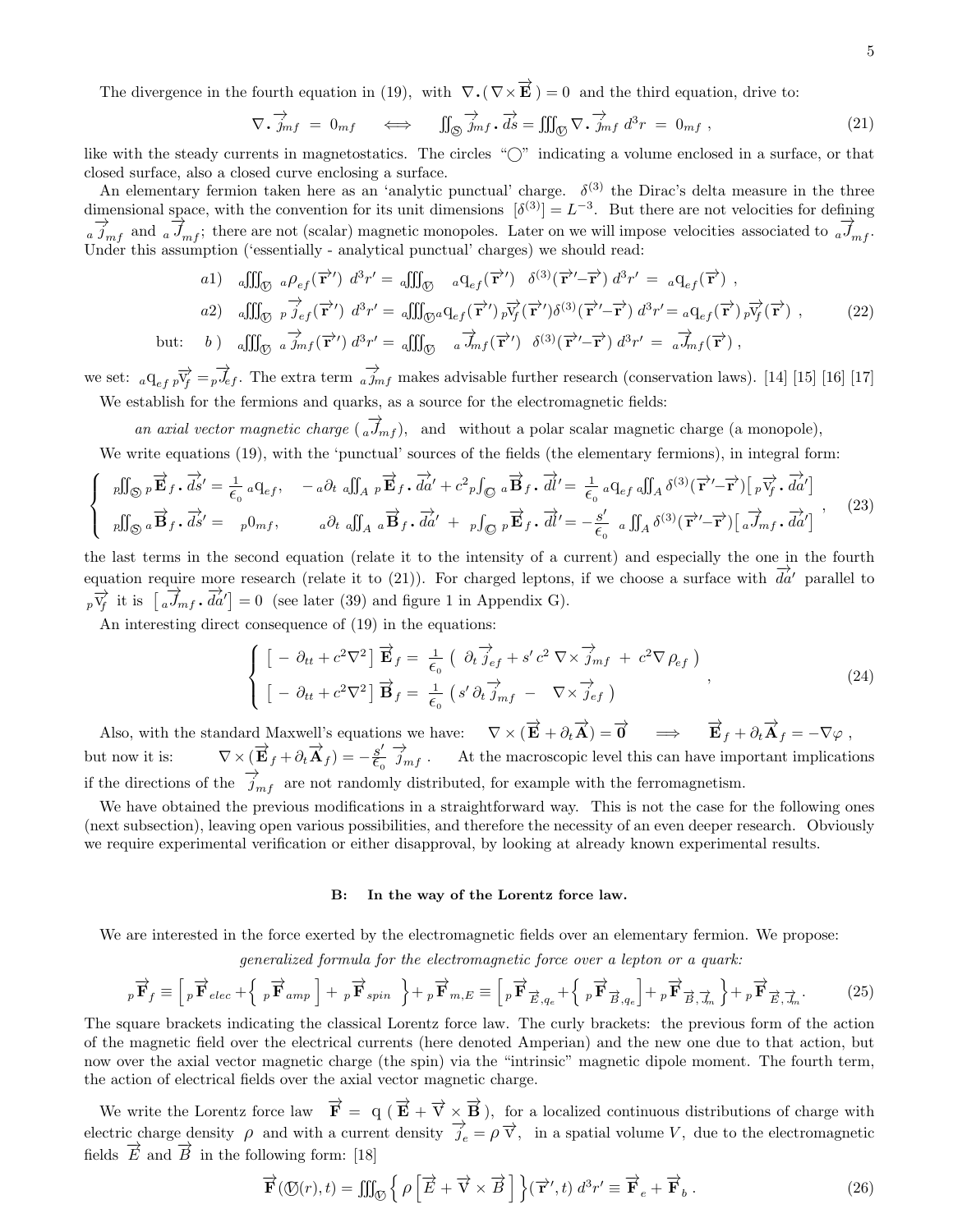The divergence in the fourth equation in (19), with $\nabla \boldsymbol{.} (\nabla \times \overrightarrow{\mathbf{E}}) = 0$ and the third equation, drive to:

$$\nabla \boldsymbol{.} \overrightarrow{j}_{mf} = 0_{mf} \quad \Longleftrightarrow \quad \oiint_{\bigcirc\!\!\!\!S} \overrightarrow{j}_{mf} \boldsymbol{.} \overrightarrow{ds} = \oiiint_{\bigcirc\!\!\!\!V} \nabla \boldsymbol{.} \overrightarrow{j}_{mf} \, d^3r = 0_{mf} \, , \tag{21}$$

like with the steady currents in magnetostatics. The circles "$\bigcirc$" indicating a volume enclosed in a surface, or that closed surface, also a closed curve enclosing a surface.

An elementary fermion taken here as an 'analytic punctual' charge. $\delta^{(3)}$ the Dirac's delta measure in the three dimensional space, with the convention for its unit dimensions $[\delta^{(3)}] = L^{-3}$. But there are not velocities for defining ${}_a\overrightarrow{j}_{mf}$ and ${}_a\overrightarrow{J}_{mf}$; there are not (scalar) magnetic monopoles. Later on we will impose velocities associated to ${}_a\overrightarrow{J}_{mf}$. Under this assumption ('essentially - analytical punctual' charges) we should read:

$$\begin{aligned}
&a1) \quad {}_a\iiint_{\bigcirc\!\!\!\!V} {}_a\rho_{ef}(\overrightarrow{\mathbf{r}}') \, d^3r' = {}_a\iiint_{\bigcirc\!\!\!\!V} {}_a\mathrm{q}_{ef}(\overrightarrow{\mathbf{r}}') \;\; \delta^{(3)}(\overrightarrow{\mathbf{r}}'-\overrightarrow{\mathbf{r}}) \, d^3r' = {}_a\mathrm{q}_{ef}(\overrightarrow{\mathbf{r}}) \, , \\
&a2) \quad {}_a\iiint_{\bigcirc\!\!\!\!V} {}_p\overrightarrow{j}_{ef}(\overrightarrow{\mathbf{r}}') \, d^3r' = {}_a\iiint_{\bigcirc\!\!\!\!V} {}_a\mathrm{q}_{ef}(\overrightarrow{\mathbf{r}}') \, {}_p\overrightarrow{\mathrm{v}}_f(\overrightarrow{\mathbf{r}}') \delta^{(3)}(\overrightarrow{\mathbf{r}}'-\overrightarrow{\mathbf{r}}) \, d^3r' = {}_a\mathrm{q}_{ef}(\overrightarrow{\mathbf{r}}) \, {}_p\overrightarrow{\mathrm{v}}_f(\overrightarrow{\mathbf{r}}) \, , \\
\text{but:} \quad &b\,) \quad {}_a\iiint_{\bigcirc\!\!\!\!V} {}_a\overrightarrow{j}_{mf}(\overrightarrow{\mathbf{r}}') \, d^3r' = {}_a\iiint_{\bigcirc\!\!\!\!V} {}_a\overrightarrow{J}_{mf}(\overrightarrow{\mathbf{r}}') \;\; \delta^{(3)}(\overrightarrow{\mathbf{r}}'-\overrightarrow{\mathbf{r}}) \, d^3r' = {}_a\overrightarrow{J}_{mf}(\overrightarrow{\mathbf{r}}) \, ,
\end{aligned} \tag{22}$$

we set: ${}_a\mathrm{q}_{ef} \, {}_p\overrightarrow{\mathrm{v}}_f = {}_p\overrightarrow{J}_{ef}$. The extra term ${}_a\overrightarrow{j}_{mf}$ makes advisable further research (conservation laws). [14] [15] [16] [17]

We establish for the fermions and quarks, as a source for the electromagnetic fields:

*an axial vector magnetic charge* (${}_a\overrightarrow{J}_{mf}$), and without a polar scalar magnetic charge (a monopole),

We write equations (19), with the 'punctual' sources of the fields (the elementary fermions), in integral form:

$$\left\{ \begin{array}{ll}
{}_p\oiint_{\bigcirc\!\!\!\!S} {}_p\overrightarrow{\mathbf{E}}_f \boldsymbol{.} \overrightarrow{ds}' = \frac{1}{\epsilon_0} \, {}_a\mathrm{q}_{ef}, & -\, {}_a\partial_t \, {}_a\iint_A \, {}_p\overrightarrow{\mathbf{E}}_f \boldsymbol{.} \overrightarrow{da}' + c^2 \, {}_p\oint_{\bigcirc} {}_a\overrightarrow{\mathbf{B}}_f \boldsymbol{.} \overrightarrow{dl}' = \frac{1}{\epsilon_0} \, {}_a\mathrm{q}_{ef} \, {}_a\iint_A \delta^{(3)}(\overrightarrow{\mathbf{r}}'-\overrightarrow{\mathbf{r}}) \big[ \, {}_p\overrightarrow{\mathrm{v}}_f \boldsymbol{.} \overrightarrow{da}' \big] \\
{}_p\oiint_{\bigcirc\!\!\!\!S} {}_a\overrightarrow{\mathbf{B}}_f \boldsymbol{.} \overrightarrow{ds}' = \;\; {}_p0_{mf}, & {}_a\partial_t \, {}_a\iint_A \, {}_a\overrightarrow{\mathbf{B}}_f \boldsymbol{.} \overrightarrow{da}' + \, {}_p\oint_{\bigcirc} {}_p\overrightarrow{\mathbf{E}}_f \boldsymbol{.} \overrightarrow{dl}' = -\frac{s'}{\epsilon_0} \;\, {}_a\iint_A \delta^{(3)}(\overrightarrow{\mathbf{r}}'-\overrightarrow{\mathbf{r}}) \big[ \, {}_a\overrightarrow{J}_{mf} \boldsymbol{.} \overrightarrow{da}' \big]
\end{array} \right. , \tag{23}$$

the last terms in the second equation (relate it to the intensity of a current) and especially the one in the fourth equation require more research (relate it to (21)). For charged leptons, if we choose a surface with $\overrightarrow{da}'$ parallel to ${}_p\overrightarrow{\mathrm{v}}_f$ it is $\big[ \, {}_a\overrightarrow{J}_{mf} \boldsymbol{.} \overrightarrow{da}' \big] = 0$ (see later (39) and figure 1 in Appendix G).

An interesting direct consequence of (19) in the equations:

$$\left\{ \begin{array}{l}
\big[ \, -\, \partial_{tt} + c^2 \nabla^2 \big] \, \overrightarrow{\mathbf{E}}_f = \frac{1}{\epsilon_0} \left( \, \partial_t \overrightarrow{j}_{ef} + s' \, c^2 \, \nabla \times \overrightarrow{j}_{mf} \; + \; c^2 \nabla \rho_{ef} \, \right) \\
\big[ \, -\, \partial_{tt} + c^2 \nabla^2 \big] \, \overrightarrow{\mathbf{B}}_f = \frac{1}{\epsilon_0} \left( \, s' \, \partial_t \overrightarrow{j}_{mf} \; - \; \nabla \times \overrightarrow{j}_{ef} \, \right)
\end{array} \right. , \tag{24}$$

Also, with the standard Maxwell's equations we have: $\nabla \times (\overrightarrow{\mathbf{E}} + \partial_t \overrightarrow{\mathbf{A}}) = \overrightarrow{\mathbf{0}} \quad \Longrightarrow \quad \overrightarrow{\mathbf{E}}_f + \partial_t \overrightarrow{\mathbf{A}}_f = -\nabla \varphi$ , but now it is: $\nabla \times (\overrightarrow{\mathbf{E}}_f + \partial_t \overrightarrow{\mathbf{A}}_f) = -\frac{s'}{\epsilon_0} \, \overrightarrow{j}_{mf}$ . At the macroscopic level this can have important implications if the directions of the $\overrightarrow{j}_{mf}$ are not randomly distributed, for example with the ferromagnetism.

We have obtained the previous modifications in a straightforward way. This is not the case for the following ones (next subsection), leaving open various possibilities, and therefore the necessity of an even deeper research. Obviously we require experimental verification or either disapproval, by looking at already known experimental results.

### B: In the way of the Lorentz force law.

We are interested in the force exerted by the electromagnetic fields over an elementary fermion. We propose:

*generalized formula for the electromagnetic force over a lepton or a quark:*

$${}_p\overrightarrow{\mathbf{F}}_f \equiv \Big[ \, {}_p\overrightarrow{\mathbf{F}}_{elec} + \Big\{ \, {}_p\overrightarrow{\mathbf{F}}_{amp} \Big] + \, {}_p\overrightarrow{\mathbf{F}}_{spin} \;\; \Big\} + {}_p\overrightarrow{\mathbf{F}}_{m,E} \equiv \Big[ \, {}_p\overrightarrow{\mathbf{F}}_{\overrightarrow{E},q_e} + \Big\{ \, {}_p\overrightarrow{\mathbf{F}}_{\overrightarrow{B},q_e} \Big] + {}_p\overrightarrow{\mathbf{F}}_{\overrightarrow{B},\overrightarrow{J}_m} \Big\} + {}_p\overrightarrow{\mathbf{F}}_{\overrightarrow{E},\overrightarrow{J}_m} . \tag{25}$$

The square brackets indicating the classical Lorentz force law. The curly brackets: the previous form of the action of the magnetic field over the electrical currents (here denoted Amperian) and the new one due to that action, but now over the axial vector magnetic charge (the spin) via the "intrinsic" magnetic dipole moment. The fourth term, the action of electrical fields over the axial vector magnetic charge.

We write the Lorentz force law $\overrightarrow{\mathbf{F}} = \mathrm{q} \, (\, \overrightarrow{\mathbf{E}} + \overrightarrow{\mathbf{V}} \times \overrightarrow{\mathbf{B}} \,)$, for a localized continuous distributions of charge with electric charge density $\rho$ and with a current density $\overrightarrow{j}_e = \rho \, \overrightarrow{\mathrm{v}}$, in a spatial volume $V$, due to the electromagnetic fields $\overrightarrow{E}$ and $\overrightarrow{B}$ in the following form: [18]

$$\overrightarrow{\mathbf{F}}(\bigcirc\!\!\!\!V(r), t) = \iiint_{\bigcirc\!\!\!\!V} \Big\{ \, \rho \, \Big[ \overrightarrow{E} + \overrightarrow{\mathrm{V}} \times \overrightarrow{B} \, \Big] \Big\} (\overrightarrow{\mathbf{r}}', t) \, d^3r' \equiv \overrightarrow{\mathbf{F}}_e + \overrightarrow{\mathbf{F}}_b \, . \tag{26}$$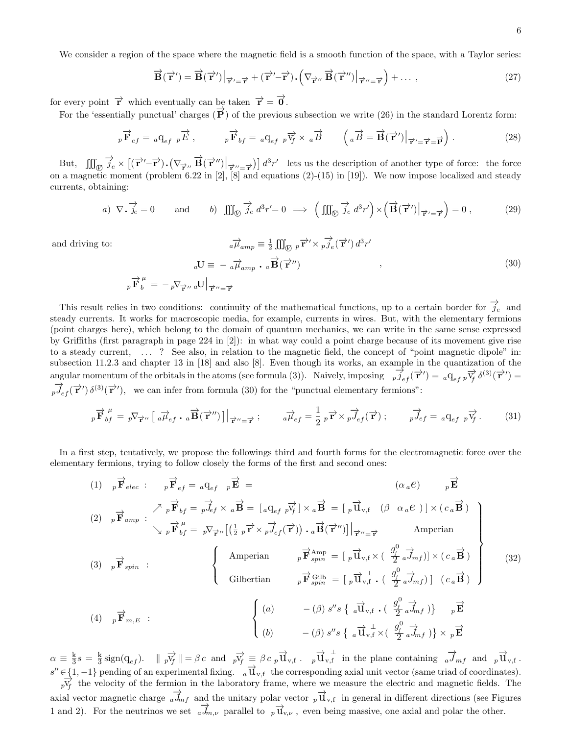We consider a region of the space where the magnetic field is a smooth function of the space, with a Taylor series:

$$\vec{\mathbf{B}}(\vec{\mathbf{r}}') = \vec{\mathbf{B}}(\vec{\mathbf{r}}')\big|_{\vec{\mathbf{r}}'=\vec{\mathbf{r}}} + (\vec{\mathbf{r}}'-\vec{\mathbf{r}})\cdot\left(\nabla_{\vec{\mathbf{r}}''}\vec{\mathbf{B}}(\vec{\mathbf{r}}'')\big|_{\vec{\mathbf{r}}''=\vec{\mathbf{r}}}\right) + \ldots\,, \tag{27}$$

for every point $\vec{\mathbf{r}}$ which eventually can be taken $\vec{\mathbf{r}} = \vec{\mathbf{0}}$.

For the 'essentially punctual' charges ($\vec{\mathbf{P}}$) of the previous subsection we write (26) in the standard Lorentz form:

$$_p\vec{\mathbf{F}}_{ef} = {_a}\mathrm{q}_{ef}\ {_p}\vec{E}\,, \qquad {_p}\vec{\mathbf{F}}_{bf} = {_a}\mathrm{q}_{ef}\ {_p}\vec{\mathrm{v}}_f \times {_a}\vec{B} \qquad \left({_a}\vec{B} = \vec{\mathbf{B}}(\vec{\mathbf{r}}')\big|_{\vec{\mathbf{r}}'=\vec{\mathbf{r}}=\vec{\mathbf{P}}}\right). \tag{28}$$

But, $\iiint_{\mathcal{V}} \vec{j}_e \times \left[(\vec{\mathbf{r}}'-\vec{\mathbf{r}})\cdot(\nabla_{\vec{\mathbf{r}}''}\vec{\mathbf{B}}(\vec{\mathbf{r}}'')\big|_{\vec{\mathbf{r}}''=\vec{\mathbf{r}}})\right] d^3r'$ lets us the description of another type of force: the force on a magnetic moment (problem 6.22 in [2], [8] and equations (2)-(15) in [19]). We now impose localized and steady currents, obtaining:

$$a)\ \nabla\cdot\vec{j}_e = 0 \qquad \text{and} \qquad b)\ \iiint_{\mathcal{V}} \vec{j}_e\, d^3r' = 0 \implies \left(\iiint_{\mathcal{V}} \vec{j}_e\, d^3r'\right)\times\left(\vec{\mathbf{B}}(\vec{\mathbf{r}}')\big|_{\vec{\mathbf{r}}'=\vec{\mathbf{r}}}\right) = 0\,, \tag{29}$$

and driving to:

$$\begin{aligned} {_a}\vec{\mu}_{amp} &\equiv \tfrac{1}{2}\iiint_{\mathcal{V}} {_p}\vec{\mathbf{r}}'\times {_p}\vec{j}_e(\vec{\mathbf{r}}')\, d^3r' \\ {_a}\mathbf{U} &\equiv -\,{_a}\vec{\mu}_{amp}\cdot {_a}\vec{\mathbf{B}}(\vec{\mathbf{r}}'') \\ {_p}\vec{\mathbf{F}}_b^{\ \mu} &= -\,{_p}\nabla_{\vec{\mathbf{r}}''}\,{_a}\mathbf{U}\big|_{\vec{\mathbf{r}}''=\vec{\mathbf{r}}} \end{aligned}\,, \tag{30}$$

This result relies in two conditions: continuity of the mathematical functions, up to a certain border for $\vec{j}_e$ and steady currents. It works for macroscopic media, for example, currents in wires. But, with the elementary fermions (point charges here), which belong to the domain of quantum mechanics, we can write in the same sense expressed by Griffiths (first paragraph in page 224 in [2]): in what way could a point charge because of its movement give rise to a steady current, ... ? See also, in relation to the magnetic field, the concept of "point magnetic dipole" in: subsection 11.2.3 and chapter 13 in [18] and also [8]. Even though its works, an example in the quantization of the angular momentum of the orbitals in the atoms (see formula (3)). Naively, imposing ${_p}\vec{j}_{ef}(\vec{\mathbf{r}}') = {_a}\mathrm{q}_{ef}\,{_p}\vec{\mathrm{v}}_f\,\delta^{(3)}(\vec{\mathbf{r}}') = {_p}\vec{J}_{ef}(\vec{\mathbf{r}}')\,\delta^{(3)}(\vec{\mathbf{r}}')$, we can infer from formula (30) for the "punctual elementary fermions":

$${_p}\vec{\mathbf{F}}_{bf}^{\ \mu} = {_p}\nabla_{\vec{\mathbf{r}}''}\left[\,{_a}\vec{\mu}_{ef}\cdot{_a}\vec{\mathbf{B}}(\vec{\mathbf{r}}'')\right]\big|_{\vec{\mathbf{r}}''=\vec{\mathbf{r}}}\,; \qquad {_a}\vec{\mu}_{ef} = \frac{1}{2}\,{_p}\vec{\mathbf{r}}\times{_p}\vec{J}_{ef}(\vec{\mathbf{r}})\,; \qquad {_p}\vec{J}_{ef} = {_a}\mathrm{q}_{ef}\ {_p}\vec{\mathrm{v}}_f\,. \tag{31}$$

In a first step, tentatively, we propose the followings third and fourth forms for the electromagnetic force over the elementary fermions, trying to follow closely the forms of the first and second ones:

$$\begin{aligned}
&(1)\quad {_p}\vec{\mathbf{F}}_{elec}: \quad {_p}\vec{\mathbf{F}}_{ef} = {_a}\mathrm{q}_{ef}\ {_p}\vec{\mathbf{E}} = (\alpha\,{_a}e)\ {_p}\vec{\mathbf{E}} \\
&(2)\quad {_p}\vec{\mathbf{F}}_{amp}: \quad \begin{cases} \nearrow\ {_p}\vec{\mathbf{F}}_{bf} = {_p}\vec{J}_{ef}\times{_a}\vec{\mathbf{B}} = [\,{_a}\mathrm{q}_{ef}\ {_p}\vec{\mathrm{v}}_f\,]\times{_a}\vec{\mathbf{B}} = [\,{_p}\vec{\mathrm{u}}_{\mathrm{v,f}}\ (\beta\ \ \alpha\,{_a}e\ )\,]\times(c\,{_a}\vec{\mathbf{B}}) \\ \searrow\ {_p}\vec{\mathbf{F}}_{bf}^{\ \mu} = {_p}\nabla_{\vec{\mathbf{r}}''}\left[\left(\tfrac{1}{2}\,{_p}\vec{\mathbf{r}}\times{_p}\vec{J}_{ef}(\vec{\mathbf{r}})\right)\cdot{_a}\vec{\mathbf{B}}(\vec{\mathbf{r}}'')\right]\big|_{\vec{\mathbf{r}}''=\vec{\mathbf{r}}} \qquad \text{Amperian} \end{cases} \\
&(3)\quad {_p}\vec{\mathbf{F}}_{spin}: \quad \begin{cases} \text{Amperian} & {_p}\vec{\mathbf{F}}_{spin}^{\mathrm{Amp}} = [\,{_p}\vec{\mathrm{u}}_{\mathrm{v,f}}\times(\ \tfrac{g_f^0}{2}\,{_a}\vec{J}_{mf})]\times(c\,{_a}\vec{\mathbf{B}}) \\ \text{Gilbertian} & {_p}\vec{\mathbf{F}}_{spin}^{\mathrm{Gilb}} = [\,{_p}\vec{\mathrm{u}}_{\mathrm{v,f}}^{\ \perp}\cdot(\ \tfrac{g_f^0}{2}\,{_a}\vec{J}_{mf})]\ \ (c\,{_a}\vec{\mathbf{B}}) \end{cases} \\
&(4)\quad {_p}\vec{\mathbf{F}}_{m,E}: \quad \begin{cases} (a) & -(\beta)\,s''s\ \{\ {_a}\vec{\mathrm{u}}_{\mathrm{v,f}}\cdot(\ \tfrac{g_f^0}{2}\,{_a}\vec{J}_{mf}\ )\}\quad {_p}\vec{\mathbf{E}} \\ (b) & -(\beta)\,s''s\ \{\ {_a}\vec{\mathrm{u}}_{\mathrm{v,f}}^{\ \perp}\times(\ \tfrac{g_f^0}{2}\,{_a}\vec{J}_{mf}\ )\}\times\ {_p}\vec{\mathbf{E}} \end{cases}
\end{aligned} \tag{32}$$

$\alpha \equiv \frac{\mathrm{k}}{3}s = \frac{\mathrm{k}}{3}\,\mathrm{sign}(\mathrm{q}_{ef})$. $\|\,{_p}\vec{\mathrm{v}}_f\,\| = \beta\,c$ and ${_p}\vec{\mathrm{v}}_f \equiv \beta\,c\ {_p}\vec{\mathrm{u}}_{\mathrm{v,f}}$. ${_p}\vec{\mathrm{u}}_{\mathrm{v,f}}^{\ \perp}$ in the plane containing ${_a}\vec{J}_{mf}$ and ${_p}\vec{\mathrm{u}}_{\mathrm{v,f}}$. $s'' \in \{1,-1\}$ pending of an experimental fixing. ${_a}\vec{\mathrm{u}}_{\mathrm{v,f}}$ the corresponding axial unit vector (same triad of coordinates). ${_p}\vec{\mathrm{v}}_f$ the velocity of the fermion in the laboratory frame, where we measure the electric and magnetic fields. The axial vector magnetic charge ${_a}\vec{J}_{mf}$ and the unitary polar vector ${_p}\vec{\mathrm{u}}_{\mathrm{v,f}}$ in general in different directions (see Figures 1 and 2). For the neutrinos we set ${_a}\vec{J}_{m,\nu}$ parallel to ${_p}\vec{\mathrm{u}}_{\mathrm{v},\nu}$, even being massive, one axial and polar the other.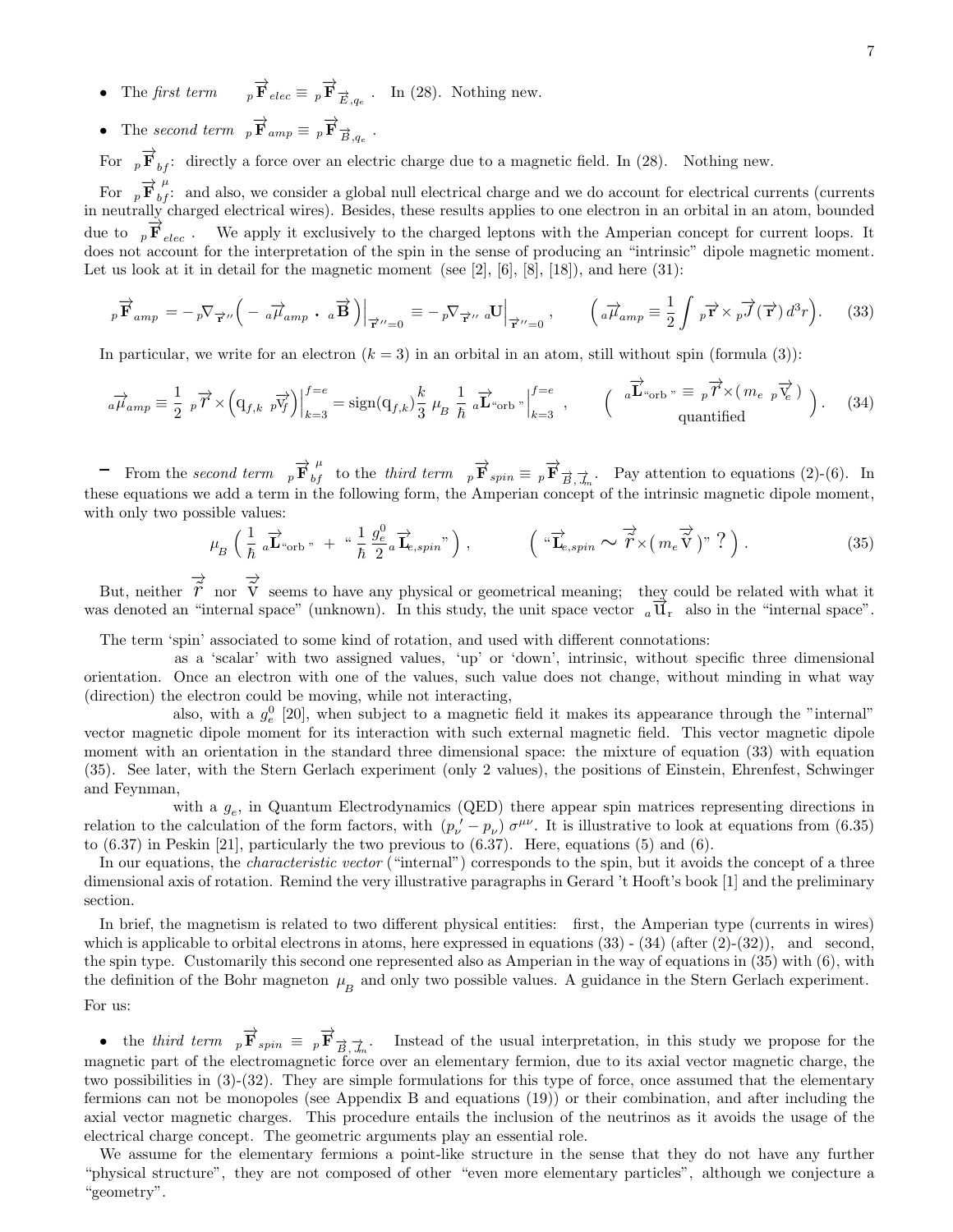- The *first term* $\;_{p}\overrightarrow{\mathbf{F}}_{elec} \equiv \;_{p}\overrightarrow{\mathbf{F}}_{\overrightarrow{E},q_e}$ . In (28). Nothing new.

- The *second term* $\;_{p}\overrightarrow{\mathbf{F}}_{amp} \equiv \;_{p}\overrightarrow{\mathbf{F}}_{\overrightarrow{B},q_e}$ .

For $\;_{p}\overrightarrow{\mathbf{F}}_{bf}$: directly a force over an electric charge due to a magnetic field. In (28). Nothing new.

For $\;_{p}\overrightarrow{\mathbf{F}}^{\,\mu}_{bf}$: and also, we consider a global null electrical charge and we do account for electrical currents (currents in neutrally charged electrical wires). Besides, these results applies to one electron in an orbital in an atom, bounded due to $\;_{p}\overrightarrow{\mathbf{F}}_{elec}$ . We apply it exclusively to the charged leptons with the Amperian concept for current loops. It does not account for the interpretation of the spin in the sense of producing an "intrinsic" dipole magnetic moment. Let us look at it in detail for the magnetic moment (see [2], [6], [8], [18]), and here (31):

$$\;_{p}\overrightarrow{\mathbf{F}}_{amp} = -\,_{p}\nabla_{\overrightarrow{\mathbf{r}}''}\Big(-\;_{a}\overrightarrow{\mu}_{amp}\cdot\;_{a}\overrightarrow{\mathbf{B}}\Big)\Big|_{\overrightarrow{\mathbf{r}}''=0} \equiv -\,_{p}\nabla_{\overrightarrow{\mathbf{r}}''}\;_{a}\mathbf{U}\Big|_{\overrightarrow{\mathbf{r}}''=0}\,, \qquad \Big(\;_{a}\overrightarrow{\mu}_{amp} \equiv \frac{1}{2}\int \;_{p}\overrightarrow{\mathbf{r}} \times \;_{p}\overrightarrow{J}(\overrightarrow{\mathbf{r}})\, d^3r\Big). \tag{33}$$

In particular, we write for an electron ($k=3$) in an orbital in an atom, still without spin (formula (3)):

$$\;_{a}\overrightarrow{\mu}_{amp} \equiv \frac{1}{2}\;_{p}\overrightarrow{r} \times \Big(\mathrm{q}_{f,k}\;_{p}\overrightarrow{\mathrm{v}_f}\Big)\Big|_{k=3}^{f=e} = \mathrm{sign}(\mathrm{q}_{f,k})\frac{k}{3}\,\mu_B\,\frac{1}{\hbar}\;_{a}\overrightarrow{\mathbf{L}}_{\text{"orb"}}\Big|_{k=3}^{f=e}\,, \qquad \Big(\begin{array}{c}\;_{a}\overrightarrow{\mathbf{L}}_{\text{"orb"}} \equiv \;_{p}\overrightarrow{r}\times(\,m_e\;_{p}\overrightarrow{\mathrm{v}_e}\,) \\ \text{quantified}\end{array}\Big). \tag{34}$$

– From the *second term* $\;_{p}\overrightarrow{\mathbf{F}}^{\,\mu}_{bf}$ to the *third term* $\;_{p}\overrightarrow{\mathbf{F}}_{spin} \equiv \;_{p}\overrightarrow{\mathbf{F}}_{\overrightarrow{B},\overrightarrow{J_m}}$. Pay attention to equations (2)-(6). In these equations we add a term in the following form, the Amperian concept of the intrinsic magnetic dipole moment, with only two possible values:

$$\mu_B\,\Big(\,\frac{1}{\hbar}\;_{a}\overrightarrow{\mathbf{L}}_{\text{"orb"}} \;+\; \text{"}\,\frac{1}{\hbar}\,\frac{g_e^0}{2}\;_{a}\overrightarrow{\mathbf{L}}_{e,spin}\text{"}\Big)\,, \qquad \Big(\,\text{"}\overrightarrow{\mathbf{L}}_{e,spin} \sim \overrightarrow{\tilde{r}}\times(\,m_e\,\overrightarrow{\tilde{\mathrm{V}}}\,)\text{" ?}\,\Big)\,. \tag{35}$$

But, neither $\overrightarrow{\tilde{r}}$ nor $\overrightarrow{\tilde{\mathrm{V}}}$ seems to have any physical or geometrical meaning; they could be related with what it was denoted an "internal space" (unknown). In this study, the unit space vector $\;_{a}\overrightarrow{\mathrm{U}}_{\mathrm{r}}$ also in the "internal space".

The term 'spin' associated to some kind of rotation, and used with different connotations:

as a 'scalar' with two assigned values, 'up' or 'down', intrinsic, without specific three dimensional orientation. Once an electron with one of the values, such value does not change, without minding in what way (direction) the electron could be moving, while not interacting,

also, with a $g_e^0$ [20], when subject to a magnetic field it makes its appearance through the "internal" vector magnetic dipole moment for its interaction with such external magnetic field. This vector magnetic dipole moment with an orientation in the standard three dimensional space: the mixture of equation (33) with equation (35). See later, with the Stern Gerlach experiment (only 2 values), the positions of Einstein, Ehrenfest, Schwinger and Feynman,

with a $g_e$, in Quantum Electrodynamics (QED) there appear spin matrices representing directions in relation to the calculation of the form factors, with $(p_\nu' - p_\nu)\,\sigma^{\mu\nu}$. It is illustrative to look at equations from (6.35) to (6.37) in Peskin [21], particularly the two previous to (6.37). Here, equations (5) and (6).

In our equations, the *characteristic vector* ("internal") corresponds to the spin, but it avoids the concept of a three dimensional axis of rotation. Remind the very illustrative paragraphs in Gerard 't Hooft's book [1] and the preliminary section.

In brief, the magnetism is related to two different physical entities: first, the Amperian type (currents in wires) which is applicable to orbital electrons in atoms, here expressed in equations (33) - (34) (after (2)-(32)), and second, the spin type. Customarily this second one represented also as Amperian in the way of equations in (35) with (6), with the definition of the Bohr magneton $\mu_B$ and only two possible values. A guidance in the Stern Gerlach experiment.

For us:

- the *third term* $\;_{p}\overrightarrow{\mathbf{F}}_{spin} \equiv \;_{p}\overrightarrow{\mathbf{F}}_{\overrightarrow{B},\overrightarrow{J_m}}$. Instead of the usual interpretation, in this study we propose for the magnetic part of the electromagnetic force over an elementary fermion, due to its axial vector magnetic charge, the two possibilities in (3)-(32). They are simple formulations for this type of force, once assumed that the elementary fermions can not be monopoles (see Appendix B and equations (19)) or their combination, and after including the axial vector magnetic charges. This procedure entails the inclusion of the neutrinos as it avoids the usage of the electrical charge concept. The geometric arguments play an essential role.

We assume for the elementary fermions a point-like structure in the sense that they do not have any further "physical structure", they are not composed of other "even more elementary particles", although we conjecture a "geometry".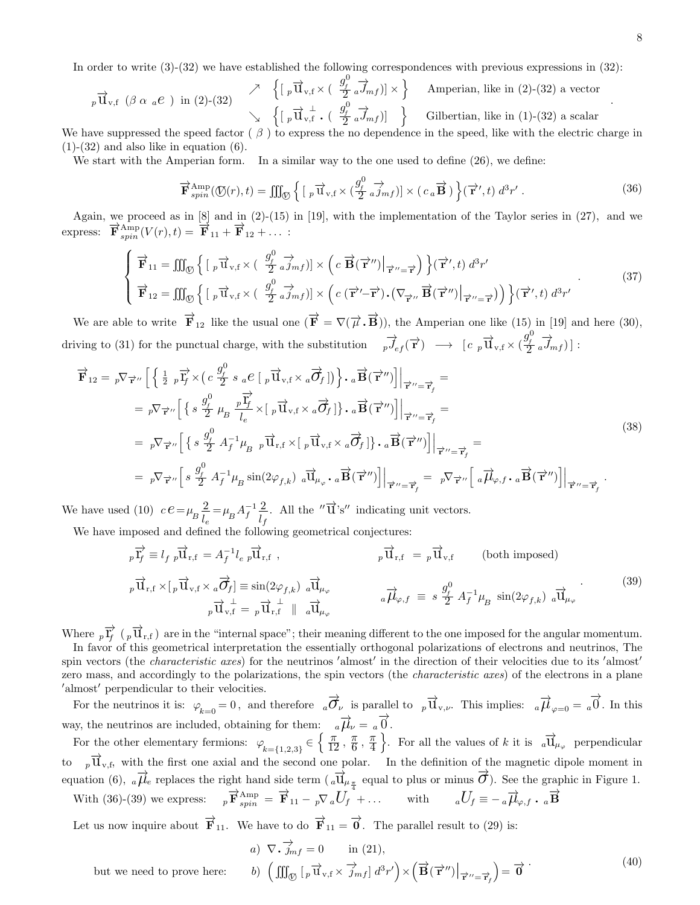In order to write (3)-(32) we have established the following correspondences with previous expressions in (32):

$$ {}_p\vec{\mathrm{u}}_{\mathrm{v,f}}\ (\beta\ \alpha\ {}_a e\ )\ \text{ in (2)-(32)}\quad \begin{array}{ll} \nearrow & \Big\{[\ {}_p\vec{\mathrm{u}}_{\mathrm{v,f}} \times (\ \frac{g_f^0}{2}\ {}_a\vec{\jmath}_{mf})] \times \Big\} \quad \text{Amperian, like in (2)-(32) a vector} \\ \searrow & \Big\{[\ {}_p\vec{\mathrm{u}}_{\mathrm{v,f}}^{\ \perp} \cdot (\ \frac{g_f^0}{2}\ {}_a\vec{\jmath}_{mf})]\quad \Big\} \quad \text{Gilbertian, like in (1)-(32) a scalar} \end{array} . $$

We have suppressed the speed factor ( $\beta$ ) to express the no dependence in the speed, like with the electric charge in (1)-(32) and also like in equation (6).

We start with the Amperian form. In a similar way to the one used to define (26), we define:

$$ \vec{\mathbf{F}}^{\mathrm{Amp}}_{spin}(\mathcal{V}(r),t) = \iiint_{\mathcal{V}} \Big\{ [\ {}_p\vec{\mathrm{u}}_{\mathrm{v,f}} \times (\frac{g_f^0}{2}\ {}_a\vec{\jmath}_{mf})] \times (\ c\ {}_a\vec{\mathbf{B}}\ ) \Big\}(\vec{\mathbf{r}}',t)\ d^3r' \,. \tag{36} $$

Again, we proceed as in [8] and in (2)-(15) in [19], with the implementation of the Taylor series in (27), and we express: $\vec{\mathbf{F}}^{\mathrm{Amp}}_{spin}(V(r),t) = \vec{\mathbf{F}}_{11} + \vec{\mathbf{F}}_{12} + \dots$ :

$$ \begin{cases} \vec{\mathbf{F}}_{11} = \iiint_{\mathcal{V}} \Big\{ [\ {}_p\vec{\mathrm{u}}_{\mathrm{v,f}} \times (\ \frac{g_f^0}{2}\ {}_a\vec{\jmath}_{mf})] \times \Big( c\ \vec{\mathbf{B}}(\vec{\mathbf{r}}'')\big|_{\vec{\mathbf{r}}''=\vec{\mathbf{r}}} \Big) \Big\}(\vec{\mathbf{r}}',t)\ d^3r' \\ \vec{\mathbf{F}}_{12} = \iiint_{\mathcal{V}} \Big\{ [\ {}_p\vec{\mathrm{u}}_{\mathrm{v,f}} \times (\ \frac{g_f^0}{2}\ {}_a\vec{\jmath}_{mf})] \times \Big( c\ (\vec{\mathbf{r}}'-\vec{\mathbf{r}}) \cdot (\nabla_{\vec{\mathbf{r}}''}\ \vec{\mathbf{B}}(\vec{\mathbf{r}}'')\big|_{\vec{\mathbf{r}}''=\vec{\mathbf{r}}}) \Big) \Big\}(\vec{\mathbf{r}}',t)\ d^3r' \end{cases} . \tag{37} $$

We are able to write $\vec{\mathbf{F}}_{12}$ like the usual one ($\vec{\mathbf{F}} = \nabla(\vec{\mu} \cdot \vec{\mathbf{B}})$), the Amperian one like (15) in [19] and here (30), driving to (31) for the punctual charge, with the substitution ${}_p\vec{J}_{ef}(\vec{\mathbf{r}}) \longrightarrow [\ c\ {}_p\vec{\mathrm{u}}_{\mathrm{v,f}} \times (\frac{g_f^0}{2}\ {}_a\vec{\jmath}_{mf})]$ :

$$ \begin{aligned} \vec{\mathbf{F}}_{12} &= {}_p\nabla_{\vec{\mathbf{r}}''} \Big[ \Big\{ \tfrac{1}{2}\ {}_p\vec{\mathrm{r}}_f \times \big( c\ \frac{g_f^0}{2}\ s\ {}_a e\ [\ {}_p\vec{\mathrm{u}}_{\mathrm{v,f}} \times {}_a\vec{\sigma}_f\ ]\big) \Big\} \cdot {}_a\vec{\mathbf{B}}(\vec{\mathbf{r}}'') \Big]\Big|_{\vec{\mathbf{r}}''=\vec{\mathbf{r}}_f} = \\ &= {}_p\nabla_{\vec{\mathbf{r}}''} \Big[ \Big\{ s\ \frac{g_f^0}{2}\ \mu_B\ \frac{{}_p\vec{\mathrm{r}}_f}{l_e} \times [\ {}_p\vec{\mathrm{u}}_{\mathrm{v,f}} \times {}_a\vec{\sigma}_f\ ] \Big\} \cdot {}_a\vec{\mathbf{B}}(\vec{\mathbf{r}}'') \Big]\Big|_{\vec{\mathbf{r}}''=\vec{\mathbf{r}}_f} = \\ &= {}_p\nabla_{\vec{\mathbf{r}}''} \Big[ \Big\{ s\ \frac{g_f^0}{2}\ A_f^{-1}\mu_B\ {}_p\vec{\mathrm{u}}_{\mathrm{r,f}} \times [\ {}_p\vec{\mathrm{u}}_{\mathrm{v,f}} \times {}_a\vec{\sigma}_f\ ] \Big\} \cdot {}_a\vec{\mathbf{B}}(\vec{\mathbf{r}}'') \Big]\Big|_{\vec{\mathbf{r}}''=\vec{\mathbf{r}}_f} = \\ &= {}_p\nabla_{\vec{\mathbf{r}}''} \Big[ s\ \frac{g_f^0}{2}\ A_f^{-1}\mu_B \sin(2\varphi_{f,k})\ {}_a\vec{\mathrm{u}}_{\mu_\varphi} \cdot {}_a\vec{\mathbf{B}}(\vec{\mathbf{r}}'') \Big]\Big|_{\vec{\mathbf{r}}''=\vec{\mathbf{r}}_f} = {}_p\nabla_{\vec{\mathbf{r}}''} \Big[ {}_a\vec{\mu}_{\varphi,f} \cdot {}_a\vec{\mathbf{B}}(\vec{\mathbf{r}}'') \Big]\Big|_{\vec{\mathbf{r}}''=\vec{\mathbf{r}}_f} . \end{aligned} \tag{38} $$

We have used (10) $c\,e = \mu_B \frac{2}{l_e} = \mu_B A_f^{-1} \frac{2}{l_f}$. All the "$\vec{\mathrm{u}}$'s" indicating unit vectors.

We have imposed and defined the following geometrical conjectures:

$$ \begin{array}{ll} {}_p\vec{\mathrm{r}}_f \equiv l_f\ {}_p\vec{\mathrm{u}}_{\mathrm{r,f}} = A_f^{-1} l_e\ {}_p\vec{\mathrm{u}}_{\mathrm{r,f}}\ , & {}_p\vec{\mathrm{u}}_{\mathrm{r,f}} = {}_p\vec{\mathrm{u}}_{\mathrm{v,f}} \qquad \text{(both imposed)} \\ {}_p\vec{\mathrm{u}}_{\mathrm{r,f}} \times [\ {}_p\vec{\mathrm{u}}_{\mathrm{v,f}} \times {}_a\vec{\sigma}_f] \equiv \sin(2\varphi_{f,k})\ {}_a\vec{\mathrm{u}}_{\mu_\varphi} & {}_a\vec{\mu}_{\varphi,f} \equiv s\ \frac{g_f^0}{2}\ A_f^{-1}\mu_B\ \sin(2\varphi_{f,k})\ {}_a\vec{\mathrm{u}}_{\mu_\varphi} \\ \qquad {}_p\vec{\mathrm{u}}_{\mathrm{v,f}}^{\ \perp} = {}_p\vec{\mathrm{u}}_{\mathrm{r,f}}^{\ \perp} \ \parallel\ {}_a\vec{\mathrm{u}}_{\mu_\varphi} & \end{array} . \tag{39} $$

Where ${}_p\vec{\mathrm{r}}_f$ (${}_p\vec{\mathrm{u}}_{\mathrm{r,f}}$) are in the "internal space"; their meaning different to the one imposed for the angular momentum.

In favor of this geometrical interpretation the essentially orthogonal polarizations of electrons and neutrinos, The spin vectors (the *characteristic axes*) for the neutrinos 'almost' in the direction of their velocities due to its 'almost' zero mass, and accordingly to the polarizations, the spin vectors (the *characteristic axes*) of the electrons in a plane 'almost' perpendicular to their velocities.

For the neutrinos it is: $\varphi_{k=0} = 0$, and therefore ${}_a\vec{\sigma}_\nu$ is parallel to ${}_p\vec{\mathrm{u}}_{\mathrm{v},\nu}$. This implies: ${}_a\vec{\mu}_{\varphi=0} = {}_a\vec{0}$. In this way, the neutrinos are included, obtaining for them: ${}_a\vec{\mu}_\nu = {}_a\vec{0}$.

For the other elementary fermions: $\varphi_{k=\{1,2,3\}} \in \left\{ \frac{\pi}{12}, \frac{\pi}{6}, \frac{\pi}{4} \right\}$. For all the values of $k$ it is ${}_a\vec{\mathrm{u}}_{\mu_\varphi}$ perpendicular to ${}_p\vec{\mathrm{u}}_{\mathrm{v,f}}$, with the first one axial and the second one polar. In the definition of the magnetic dipole moment in equation (6), ${}_a\vec{\mu}_e$ replaces the right hand side term (${}_a\vec{\mathrm{u}}_{\mu_{\frac{\pi}{4}}}$ equal to plus or minus $\vec{\sigma}$). See the graphic in Figure 1.

With (36)-(39) we express: ${}_p\vec{\mathbf{F}}^{\mathrm{Amp}}_{spin} = \vec{\mathbf{F}}_{11} - {}_p\nabla\, {}_aU_f + \dots$ with ${}_aU_f \equiv -\,{}_a\vec{\mu}_{\varphi,f} \cdot {}_a\vec{\mathbf{B}}$

Let us now inquire about $\vec{\mathbf{F}}_{11}$. We have to do $\vec{\mathbf{F}}_{11} = \vec{\mathbf{0}}$. The parallel result to (29) is:

$$ \begin{array}{ll} & a)\ \nabla \cdot \vec{\jmath}_{mf} = 0 \qquad \text{in (21),} \\ \text{but we need to prove here:} & b)\ \Big( \iiint_{\mathcal{V}} [\ {}_p\vec{\mathrm{u}}_{\mathrm{v,f}} \times \vec{\jmath}_{mf}]\ d^3r' \Big) \times \Big( \vec{\mathbf{B}}(\vec{\mathbf{r}}'')\big|_{\vec{\mathbf{r}}''=\vec{\mathbf{r}}_f} \Big) = \vec{\mathbf{0}} \end{array} . \tag{40} $$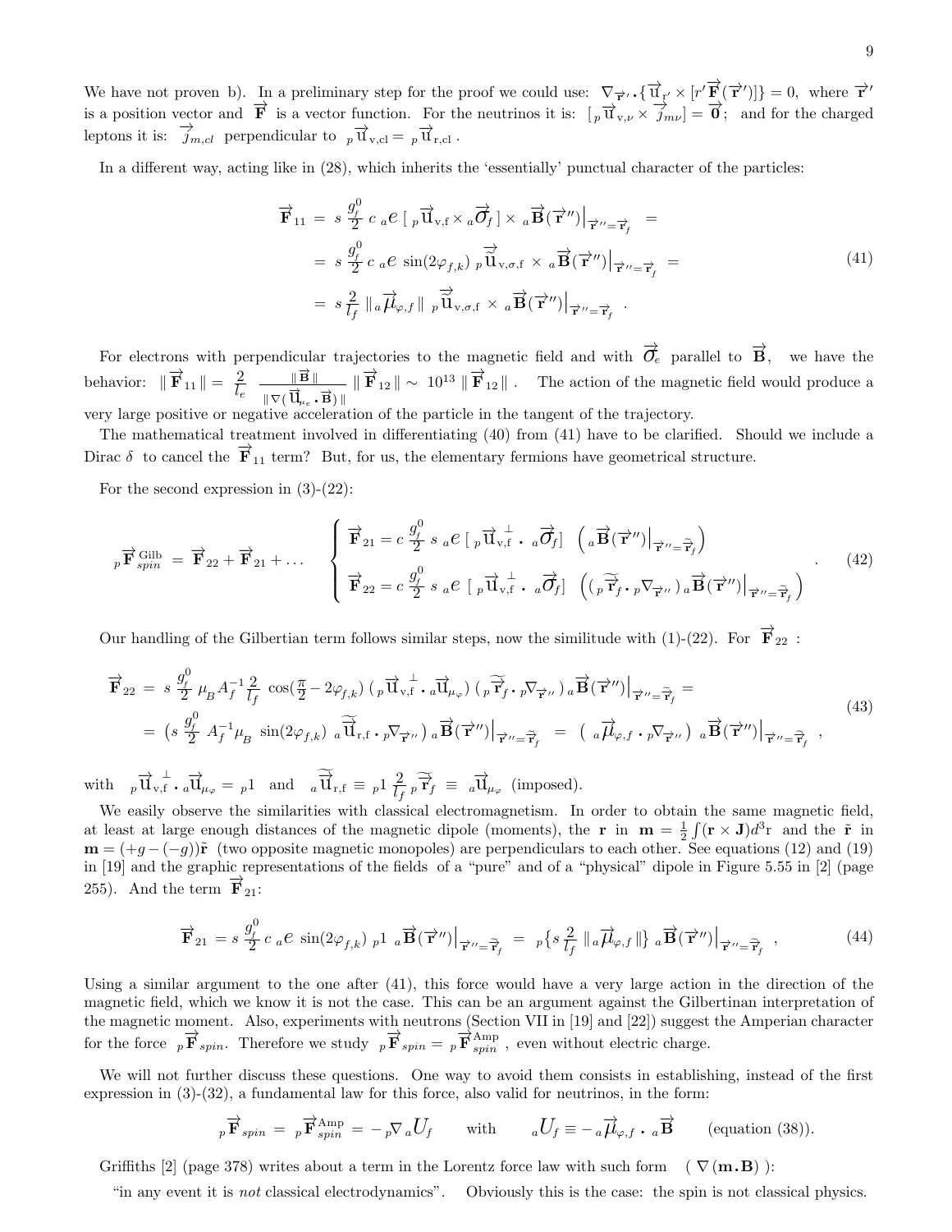We have not proven b). In a preliminary step for the proof we could use: $\nabla_{\vec{\mathbf{r}}'} \cdot \{\vec{\mathrm{u}}_{\mathrm{r}'} \times [r'\vec{\mathbf{F}}(\vec{\mathbf{r}}')]\} = 0$, where $\vec{\mathbf{r}}'$ is a position vector and $\vec{\mathbf{F}}$ is a vector function. For the neutrinos it is: $[\,{}_p\vec{\mathrm{u}}_{\mathrm{v},\nu} \times \vec{j}_{m\nu}] = \vec{\mathbf{0}}$; and for the charged leptons it is: $\vec{j}_{m,cl}$ perpendicular to ${}_p\vec{\mathrm{u}}_{\mathrm{v,cl}} = {}_p\vec{\mathrm{u}}_{\mathrm{r,cl}}$.

In a different way, acting like in (28), which inherits the 'essentially' punctual character of the particles:

$$
\begin{aligned}
\vec{\mathbf{F}}_{11} &= s\,\frac{g_f^0}{2}\; c\; {}_a e\; [\,{}_p\vec{\mathrm{u}}_{\mathrm{v,f}} \times {}_a\vec{\sigma}_f\,] \times {}_a\vec{\mathbf{B}}(\vec{\mathbf{r}}'')\big|_{\vec{\mathbf{r}}''=\vec{\mathbf{r}}_f} = \\
&= s\,\frac{g_f^0}{2}\; c\; {}_a e\; \sin(2\varphi_{f,k})\; {}_p\vec{\tilde{\mathrm{u}}}_{\mathrm{v},\sigma,\mathrm{f}} \times {}_a\vec{\mathbf{B}}(\vec{\mathbf{r}}'')\big|_{\vec{\mathbf{r}}''=\vec{\mathbf{r}}_f} = \\
&= s\,\frac{2}{l_f}\; \|\,{}_a\vec{\mu}_{\varphi,f}\,\|\; {}_p\vec{\tilde{\mathrm{u}}}_{\mathrm{v},\sigma,\mathrm{f}} \times {}_a\vec{\mathbf{B}}(\vec{\mathbf{r}}'')\big|_{\vec{\mathbf{r}}''=\vec{\mathbf{r}}_f} \;.
\end{aligned}
\tag{41}
$$

For electrons with perpendicular trajectories to the magnetic field and with $\vec{\sigma}_e$ parallel to $\vec{\mathbf{B}}$, we have the behavior: $\|\,\vec{\mathbf{F}}_{11}\,\| = \dfrac{2}{l_e}\;\dfrac{\|\,\vec{\mathbf{B}}\,\|}{\|\,\nabla(\vec{\mathrm{u}}_{\mu_e}\cdot\vec{\mathbf{B}})\,\|}\;\|\,\vec{\mathbf{F}}_{12}\,\| \sim 10^{13}\,\|\,\vec{\mathbf{F}}_{12}\,\|$. The action of the magnetic field would produce a very large positive or negative acceleration of the particle in the tangent of the trajectory.

The mathematical treatment involved in differentiating (40) from (41) have to be clarified. Should we include a Dirac $\delta$ to cancel the $\vec{\mathbf{F}}_{11}$ term? But, for us, the elementary fermions have geometrical structure.

For the second expression in (3)-(22):

$$
{}_p\vec{\mathbf{F}}^{\,\mathrm{Gilb}}_{spin} = \vec{\mathbf{F}}_{22} + \vec{\mathbf{F}}_{21} + \ldots \qquad
\begin{cases}
\vec{\mathbf{F}}_{21} = c\,\dfrac{g_f^0}{2}\; s\; {}_a e\; [\,{}_p\vec{\mathrm{u}}^{\,\perp}_{\mathrm{v,f}} \cdot {}_a\vec{\sigma}_f\,]\;\; \left({}_a\vec{\mathbf{B}}(\vec{\mathbf{r}}'')\big|_{\vec{\mathbf{r}}''=\tilde{\vec{\mathbf{r}}}_f}\right) \\[2ex]
\vec{\mathbf{F}}_{22} = c\,\dfrac{g_f^0}{2}\; s\; {}_a e\; [\,{}_p\vec{\mathrm{u}}^{\,\perp}_{\mathrm{v,f}} \cdot {}_a\vec{\sigma}_f\,]\;\; \left((\,{}_p\tilde{\vec{\mathbf{r}}}_f \cdot {}_p\nabla_{\vec{\mathbf{r}}''}\,)\,{}_a\vec{\mathbf{B}}(\vec{\mathbf{r}}'')\big|_{\vec{\mathbf{r}}''=\tilde{\vec{\mathbf{r}}}_f}\right)
\end{cases} .
\tag{42}
$$

Our handling of the Gilbertian term follows similar steps, now the similitude with (1)-(22). For $\vec{\mathbf{F}}_{22}$ :

$$
\begin{aligned}
\vec{\mathbf{F}}_{22} &= s\,\frac{g_f^0}{2}\;\mu_B\,A_f^{-1}\,\frac{2}{l_f}\;\cos(\tfrac{\pi}{2} - 2\varphi_{f,k})\;(\,{}_p\vec{\mathrm{u}}^{\,\perp}_{\mathrm{v,f}} \cdot {}_a\vec{\mathrm{u}}_{\mu_\varphi})\;(\,{}_p\tilde{\vec{\mathbf{r}}}_f \cdot {}_p\nabla_{\vec{\mathbf{r}}''}\,)\,{}_a\vec{\mathbf{B}}(\vec{\mathbf{r}}'')\big|_{\vec{\mathbf{r}}''=\tilde{\vec{\mathbf{r}}}_f} = \\
&= \big(s\,\frac{g_f^0}{2}\;A_f^{-1}\mu_B\;\sin(2\varphi_{f,k})\;{}_a\tilde{\vec{\mathrm{u}}}_{\mathrm{r,f}} \cdot {}_p\nabla_{\vec{\mathbf{r}}''}\,)\,{}_a\vec{\mathbf{B}}(\vec{\mathbf{r}}'')\big|_{\vec{\mathbf{r}}''=\tilde{\vec{\mathbf{r}}}_f} \;=\; \big(\,{}_a\vec{\mu}_{\varphi,f} \cdot {}_p\nabla_{\vec{\mathbf{r}}''}\,\big)\;{}_a\vec{\mathbf{B}}(\vec{\mathbf{r}}'')\big|_{\vec{\mathbf{r}}''=\tilde{\vec{\mathbf{r}}}_f} \;,
\end{aligned}
\tag{43}
$$

with ${}_p\vec{\mathrm{u}}^{\,\perp}_{\mathrm{v,f}} \cdot {}_a\vec{\mathrm{u}}_{\mu_\varphi} = {}_p1$ and ${}_a\tilde{\vec{\mathrm{u}}}_{\mathrm{r,f}} \equiv {}_p1\,\frac{2}{l_f}\,{}_p\tilde{\vec{\mathbf{r}}}_f \equiv {}_a\vec{\mathrm{u}}_{\mu_\varphi}$ (imposed).

We easily observe the similarities with classical electromagnetism. In order to obtain the same magnetic field, at least at large enough distances of the magnetic dipole (moments), the $\mathbf{r}$ in $\mathbf{m} = \frac{1}{2}\int(\mathbf{r}\times\mathbf{J})d^3\mathrm{r}$ and the $\tilde{\mathbf{r}}$ in $\mathbf{m} = (+g - (-g))\tilde{\mathbf{r}}$ (two opposite magnetic monopoles) are perpendiculars to each other. See equations (12) and (19) in [19] and the graphic representations of the fields of a "pure" and of a "physical" dipole in Figure 5.55 in [2] (page 255). And the term $\vec{\mathbf{F}}_{21}$:

$$
\vec{\mathbf{F}}_{21} = s\,\frac{g_f^0}{2}\; c\; {}_a e\; \sin(2\varphi_{f,k})\; {}_p1\; {}_a\vec{\mathbf{B}}(\vec{\mathbf{r}}'')\big|_{\vec{\mathbf{r}}''=\tilde{\vec{\mathbf{r}}}_f} \;=\; {}_p\big\{s\,\frac{2}{l_f}\,\|\,{}_a\vec{\mu}_{\varphi,f}\,\|\big\}\;{}_a\vec{\mathbf{B}}(\vec{\mathbf{r}}'')\big|_{\vec{\mathbf{r}}''=\tilde{\vec{\mathbf{r}}}_f} \;,
\tag{44}
$$

Using a similar argument to the one after (41), this force would have a very large action in the direction of the magnetic field, which we know it is not the case. This can be an argument against the Gilbertinan interpretation of the magnetic moment. Also, experiments with neutrons (Section VII in [19] and [22]) suggest the Amperian character for the force ${}_p\vec{\mathbf{F}}_{spin}$. Therefore we study ${}_p\vec{\mathbf{F}}_{spin} = {}_p\vec{\mathbf{F}}^{\,\mathrm{Amp}}_{spin}$, even without electric charge.

We will not further discuss these questions. One way to avoid them consists in establishing, instead of the first expression in (3)-(32), a fundamental law for this force, also valid for neutrinos, in the form:

$$
{}_p\vec{\mathbf{F}}_{spin} = {}_p\vec{\mathbf{F}}^{\,\mathrm{Amp}}_{spin} = -\,{}_p\nabla\,{}_aU_f \qquad \text{with} \qquad {}_aU_f \equiv -\,{}_a\vec{\mu}_{\varphi,f} \cdot {}_a\vec{\mathbf{B}} \qquad \text{(equation (38))}.
$$

Griffiths [2] (page 378) writes about a term in the Lorentz force law with such form ( $\nabla(\mathbf{m}.\mathbf{B})$ ):

"in any event it is *not* classical electrodynamics". Obviously this is the case: the spin is not classical physics.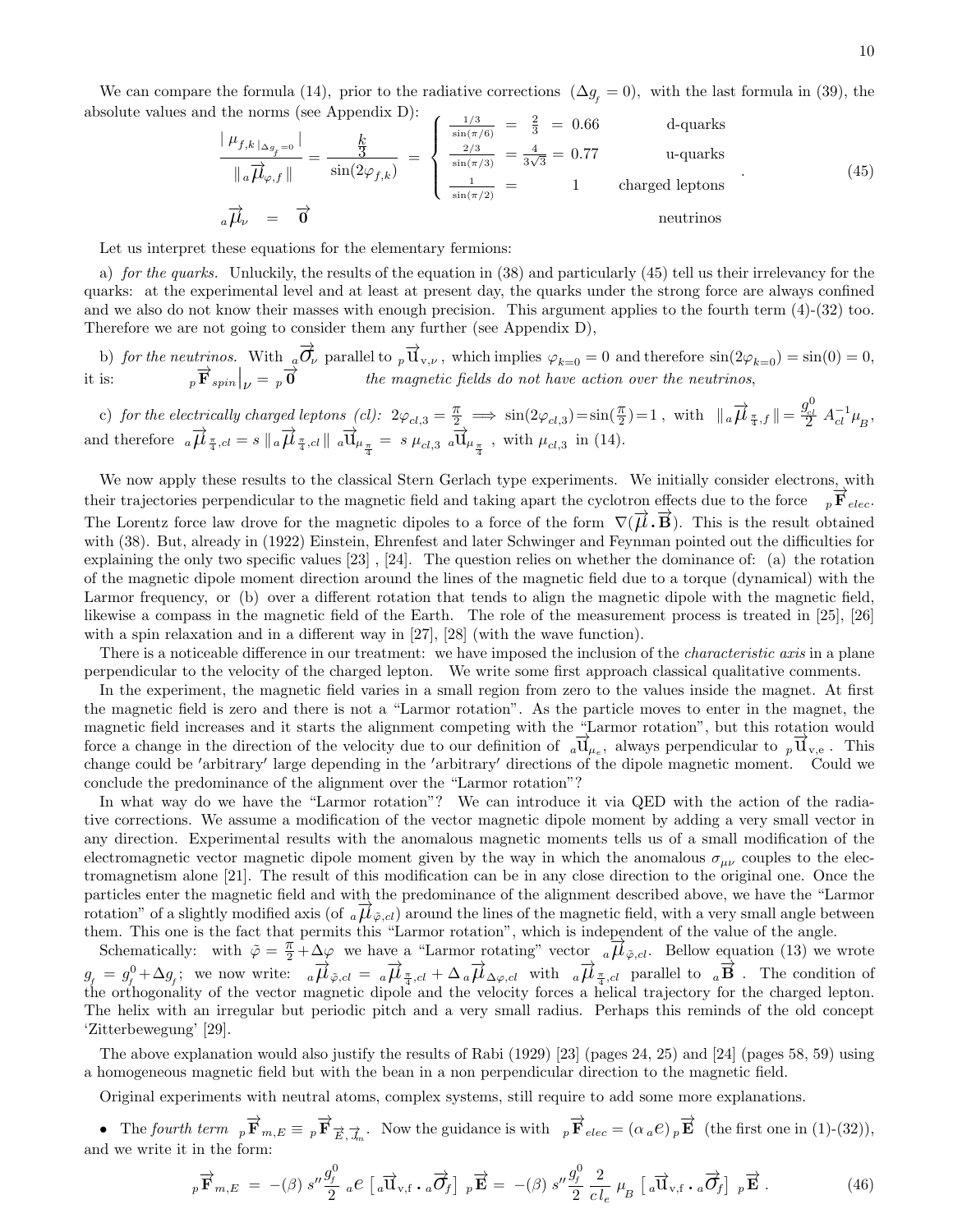We can compare the formula (14), prior to the radiative corrections $(\Delta g_{_f} = 0)$, with the last formula in (39), the absolute values and the norms (see Appendix D):

$$\frac{|\ \mu_{f,k}\,|_{\Delta g_f=0}\ |}{\|\ {}_a\vec{\mu}_{\varphi,f}\ \|} = \frac{\frac{k}{3}}{\sin(2\varphi_{f,k})} = \begin{cases} \frac{1/3}{\sin(\pi/6)} \ = \ \frac{2}{3} \ = \ 0.66 & \text{d-quarks} \\ \frac{2/3}{\sin(\pi/3)} \ = \frac{4}{3\sqrt{3}} = \ 0.77 & \text{u-quarks} \\ \frac{1}{\sin(\pi/2)} \ = \ \quad 1 & \text{charged leptons} \end{cases} . \tag{45}$$

$${}_a\vec{\mu}_{\nu} \quad = \quad \vec{0} \qquad\qquad \text{neutrinos}$$

Let us interpret these equations for the elementary fermions:

a) *for the quarks.* Unluckily, the results of the equation in (38) and particularly (45) tell us their irrelevancy for the quarks: at the experimental level and at least at present day, the quarks under the strong force are always confined and we also do not know their masses with enough precision. This argument applies to the fourth term (4)-(32) too. Therefore we are not going to consider them any further (see Appendix D),

b) *for the neutrinos.* With ${}_a\vec{\sigma}_{\nu}$ parallel to ${}_p\vec{\mathrm{u}}_{\mathrm{v},\nu}$, which implies $\varphi_{k=0} = 0$ and therefore $\sin(2\varphi_{k=0}) = \sin(0) = 0$, it is: ${}_p\vec{\mathbf{F}}_{spin}\big|_{\nu} = {}_p\vec{\mathbf{0}}$ *the magnetic fields do not have action over the neutrinos*,

c) *for the electrically charged leptons (cl):* $2\varphi_{cl,3} = \frac{\pi}{2} \implies \sin(2\varphi_{cl,3}) = \sin(\frac{\pi}{2}) = 1$, with $\|\,{}_a\vec{\mu}_{\frac{\pi}{4},f}\,\| = \frac{g^0_{cl}}{2}\ A^{-1}_{cl}\,\mu_{_B}$, and therefore ${}_a\vec{\mu}_{\frac{\pi}{4},cl} = s\ \|\,{}_a\vec{\mu}_{\frac{\pi}{4},cl}\,\|\ {}_a\vec{\mathrm{u}}_{\mu_{\frac{\pi}{4}}} = \ s\ \mu_{cl,3}\ {}_a\vec{\mathrm{u}}_{\mu_{\frac{\pi}{4}}}$, with $\mu_{cl,3}$ in (14).

We now apply these results to the classical Stern Gerlach type experiments. We initially consider electrons, with their trajectories perpendicular to the magnetic field and taking apart the cyclotron effects due to the force ${}_p\vec{\mathbf{F}}_{elec}$. The Lorentz force law drove for the magnetic dipoles to a force of the form $\nabla(\vec{\mu}\cdot\vec{\mathbf{B}})$. This is the result obtained with (38). But, already in (1922) Einstein, Ehrenfest and later Schwinger and Feynman pointed out the difficulties for explaining the only two specific values [23] , [24]. The question relies on whether the dominance of: (a) the rotation of the magnetic dipole moment direction around the lines of the magnetic field due to a torque (dynamical) with the Larmor frequency, or (b) over a different rotation that tends to align the magnetic dipole with the magnetic field, likewise a compass in the magnetic field of the Earth. The role of the measurement process is treated in [25], [26] with a spin relaxation and in a different way in [27], [28] (with the wave function).

There is a noticeable difference in our treatment: we have imposed the inclusion of the *characteristic axis* in a plane perpendicular to the velocity of the charged lepton. We write some first approach classical qualitative comments.

In the experiment, the magnetic field varies in a small region from zero to the values inside the magnet. At first the magnetic field is zero and there is not a "Larmor rotation". As the particle moves to enter in the magnet, the magnetic field increases and it starts the alignment competing with the "Larmor rotation", but this rotation would force a change in the direction of the velocity due to our definition of ${}_a\vec{\mathrm{u}}_{\mu_e}$, always perpendicular to ${}_p\vec{\mathrm{u}}_{\mathrm{v,e}}$. This change could be 'arbitrary' large depending in the 'arbitrary' directions of the dipole magnetic moment. Could we conclude the predominance of the alignment over the "Larmor rotation"?

In what way do we have the "Larmor rotation"? We can introduce it via QED with the action of the radiative corrections. We assume a modification of the vector magnetic dipole moment by adding a very small vector in any direction. Experimental results with the anomalous magnetic moments tells us of a small modification of the electromagnetic vector magnetic dipole moment given by the way in which the anomalous $\sigma_{\mu\nu}$ couples to the electromagnetism alone [21]. The result of this modification can be in any close direction to the original one. Once the particles enter the magnetic field and with the predominance of the alignment described above, we have the "Larmor rotation" of a slightly modified axis (of ${}_a\vec{\mu}_{\tilde{\varphi},cl}$) around the lines of the magnetic field, with a very small angle between them. This one is the fact that permits this "Larmor rotation", which is independent of the value of the angle.

Schematically: with $\tilde{\varphi} = \frac{\pi}{2} + \Delta\varphi$ we have a "Larmor rotating" vector ${}_a\vec{\mu}_{\tilde{\varphi},cl}$. Bellow equation (13) we wrote $g_{_f} = g^0_{_f} + \Delta g_{_f}$; we now write: ${}_a\vec{\mu}_{\tilde{\varphi},cl} = {}_a\vec{\mu}_{\frac{\pi}{4},cl} + \Delta\,{}_a\vec{\mu}_{\Delta\varphi,cl}$ with ${}_a\vec{\mu}_{\frac{\pi}{4},cl}$ parallel to ${}_a\vec{\mathbf{B}}$ . The condition of the orthogonality of the vector magnetic dipole and the velocity forces a helical trajectory for the charged lepton. The helix with an irregular but periodic pitch and a very small radius. Perhaps this reminds of the old concept 'Zitterbewegung' [29].

The above explanation would also justify the results of Rabi (1929) [23] (pages 24, 25) and [24] (pages 58, 59) using a homogeneous magnetic field but with the bean in a non perpendicular direction to the magnetic field.

Original experiments with neutral atoms, complex systems, still require to add some more explanations.

- The *fourth term* ${}_p\vec{\mathbf{F}}_{m,E} \equiv {}_p\vec{\mathbf{F}}_{\vec{E},\vec{J}_m}$. Now the guidance is with ${}_p\vec{\mathbf{F}}_{elec} = (\alpha\,{}_a e)\,{}_p\vec{\mathbf{E}}$ (the first one in (1)-(32)), and we write it in the form:

$${}_p\vec{\mathbf{F}}_{m,E} \ = \ -(\beta)\ s''\frac{g^0_{_f}}{2}\ {}_a e\ \left[\,{}_a\vec{\mathrm{u}}_{\mathrm{v,f}}\cdot{}_a\vec{\sigma}_f\right]\ {}_p\vec{\mathbf{E}} \ = \ -(\beta)\ s''\frac{g^0_{_f}}{2}\ \frac{2}{c\,l_e}\ \mu_{_B}\ \left[\,{}_a\vec{\mathrm{u}}_{\mathrm{v,f}}\cdot{}_a\vec{\sigma}_f\right]\ {}_p\vec{\mathbf{E}}\ . \tag{46}$$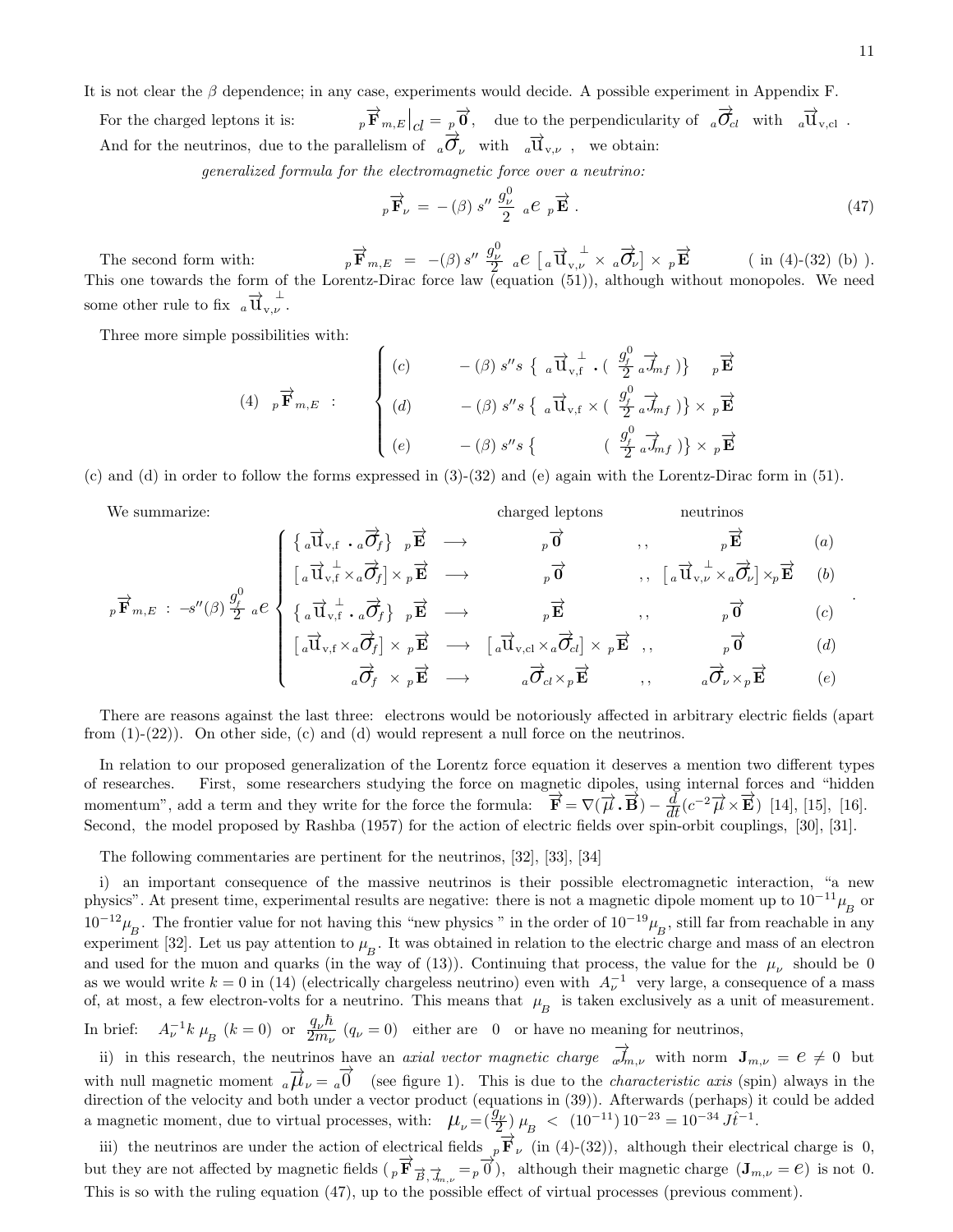It is not clear the $\beta$ dependence; in any case, experiments would decide. A possible experiment in Appendix F.

For the charged leptons it is: $\quad {}_p\vec{\mathbf{F}}_{m,E}\big|_{cl} = {}_p\vec{\mathbf{0}}$, due to the perpendicularity of ${}_a\vec{\sigma}_{cl}$ with ${}_a\vec{\mathrm{u}}_{\mathrm{v,cl}}$ .

And for the neutrinos, due to the parallelism of ${}_a\vec{\sigma}_{\nu}$ with ${}_a\vec{\mathrm{u}}_{\mathrm{v},\nu}$ , we obtain:

*generalized formula for the electromagnetic force over a neutrino:*

$$ {}_p\vec{\mathbf{F}}_{\nu} = -(\beta)\, s''\, \frac{g^0_\nu}{2}\, {}_a e\, {}_p\vec{\mathbf{E}}\,. \tag{47}$$

The second form with: $\quad {}_p\vec{\mathbf{F}}_{m,E} = -(\beta)\, s''\, \frac{g^0_\nu}{2}\, {}_a e\, \left[\, {}_a\vec{\mathrm{u}}_{\mathrm{v},\nu}^{\;\perp} \times {}_a\vec{\sigma}_{\nu}\right] \times {}_p\vec{\mathbf{E}} \qquad$ ( in (4)-(32) (b) ). This one towards the form of the Lorentz-Dirac force law (equation (51)), although without monopoles. We need some other rule to fix ${}_a\vec{\mathrm{u}}_{\mathrm{v},\nu}^{\;\perp}$ .

Three more simple possibilities with:

$$ (4)\quad {}_p\vec{\mathbf{F}}_{m,E}\ :\quad \begin{cases} (c) & -(\beta)\, s'' s\ \{\ {}_a\vec{\mathrm{u}}_{\mathrm{v,f}}^{\;\perp} \cdot (\ \frac{g^0_f}{2}\, {}_a\vec{J}_{mf}\ )\}\quad {}_p\vec{\mathbf{E}} \\ (d) & -(\beta)\, s'' s\ \{\ {}_a\vec{\mathrm{u}}_{\mathrm{v,f}} \times (\ \frac{g^0_f}{2}\, {}_a\vec{J}_{mf}\ )\} \times {}_p\vec{\mathbf{E}} \\ (e) & -(\beta)\, s'' s\ \{\qquad\quad (\ \frac{g^0_f}{2}\, {}_a\vec{J}_{mf}\ )\} \times {}_p\vec{\mathbf{E}} \end{cases} $$

(c) and (d) in order to follow the forms expressed in (3)-(32) and (e) again with the Lorentz-Dirac form in (51).

We summarize:

$$ {}_p\vec{\mathbf{F}}_{m,E}\ :\ -s''(\beta)\,\frac{g^0_f}{2}\,{}_a e \begin{cases} \{\,{}_a\vec{\mathrm{u}}_{\mathrm{v,f}} \cdot {}_a\vec{\sigma}_f\}\ \ {}_p\vec{\mathbf{E}} & \longrightarrow \quad {}_p\vec{\mathbf{0}} \quad ,, \quad {}_p\vec{\mathbf{E}} & (a) \\ [\,{}_a\vec{\mathrm{u}}_{\mathrm{v,f}}^{\;\perp} \times {}_a\vec{\sigma}_f] \times {}_p\vec{\mathbf{E}} & \longrightarrow \quad {}_p\vec{\mathbf{0}} \quad ,, \quad [\,{}_a\vec{\mathrm{u}}_{\mathrm{v},\nu}^{\;\perp} \times {}_a\vec{\sigma}_\nu] \times {}_p\vec{\mathbf{E}} & (b) \\ \{\,{}_a\vec{\mathrm{u}}_{\mathrm{v,f}}^{\;\perp} \cdot {}_a\vec{\sigma}_f\}\ \ {}_p\vec{\mathbf{E}} & \longrightarrow \quad {}_p\vec{\mathbf{E}} \quad ,, \quad {}_p\vec{\mathbf{0}} & (c) \\ [\,{}_a\vec{\mathrm{u}}_{\mathrm{v,f}} \times {}_a\vec{\sigma}_f] \times {}_p\vec{\mathbf{E}} & \longrightarrow \quad [\,{}_a\vec{\mathrm{u}}_{\mathrm{v,cl}} \times {}_a\vec{\sigma}_{cl}] \times {}_p\vec{\mathbf{E}} \quad ,, \quad {}_p\vec{\mathbf{0}} & (d) \\ \qquad {}_a\vec{\sigma}_f \times {}_p\vec{\mathbf{E}} & \longrightarrow \quad {}_a\vec{\sigma}_{cl} \times {}_p\vec{\mathbf{E}} \quad ,, \quad {}_a\vec{\sigma}_\nu \times {}_p\vec{\mathbf{E}} & (e) \end{cases} $$

(columns: charged leptons ,, neutrinos)

There are reasons against the last three: electrons would be notoriously affected in arbitrary electric fields (apart from (1)-(22)). On other side, (c) and (d) would represent a null force on the neutrinos.

In relation to our proposed generalization of the Lorentz force equation it deserves a mention two different types of researches. First, some researchers studying the force on magnetic dipoles, using internal forces and "hidden momentum", add a term and they write for the force the formula: $\vec{\mathbf{F}} = \nabla(\vec{\mu} \cdot \vec{\mathbf{B}}) - \frac{d}{dt}(c^{-2}\vec{\mu} \times \vec{\mathbf{E}})$ [14], [15], [16]. Second, the model proposed by Rashba (1957) for the action of electric fields over spin-orbit couplings, [30], [31].

The following commentaries are pertinent for the neutrinos, [32], [33], [34]

i) an important consequence of the massive neutrinos is their possible electromagnetic interaction, "a new physics". At present time, experimental results are negative: there is not a magnetic dipole moment up to $10^{-11}\mu_B$ or $10^{-12}\mu_B$. The frontier value for not having this "new physics " in the order of $10^{-19}\mu_B$, still far from reachable in any experiment [32]. Let us pay attention to $\mu_B$. It was obtained in relation to the electric charge and mass of an electron and used for the muon and quarks (in the way of (13)). Continuing that process, the value for the $\mu_\nu$ should be 0 as we would write $k = 0$ in (14) (electrically chargeless neutrino) even with $A_\nu^{-1}$ very large, a consequence of a mass of, at most, a few electron-volts for a neutrino. This means that $\mu_B$ is taken exclusively as a unit of measurement. In brief: $\ A_\nu^{-1} k\, \mu_B\ (k=0)$ or $\frac{q_\nu \hbar}{2m_\nu}\ (q_\nu = 0)$ either are 0 or have no meaning for neutrinos,

ii) in this research, the neutrinos have an *axial vector magnetic charge* ${}_a\vec{J}_{m,\nu}$ with norm $\mathbf{J}_{m,\nu} = e \neq 0$ but with null magnetic moment ${}_a\vec{\mu}_\nu = {}_a\vec{0}$ (see figure 1). This is due to the *characteristic axis* (spin) always in the direction of the velocity and both under a vector product (equations in (39)). Afterwards (perhaps) it could be added a magnetic moment, due to virtual processes, with: $\mu_\nu = (\frac{g_\nu}{2})\,\mu_B < (10^{-11})\,10^{-23} = 10^{-34}\,J\hat{t}^{-1}$.

iii) the neutrinos are under the action of electrical fields ${}_p\vec{\mathbf{F}}_\nu$ (in (4)-(32)), although their electrical charge is 0, but they are not affected by magnetic fields (${}_p\vec{\mathbf{F}}_{\vec{B},\vec{J}_{m,\nu}} = {}_p\vec{0}$), although their magnetic charge ($\mathbf{J}_{m,\nu} = e$) is not 0. This is so with the ruling equation (47), up to the possible effect of virtual processes (previous comment).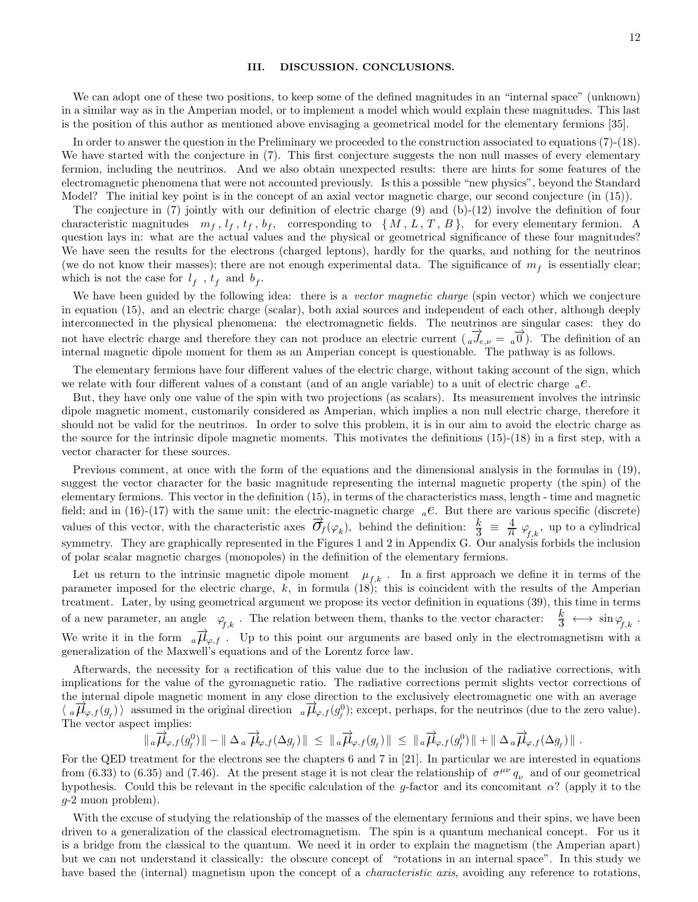## III. DISCUSSION. CONCLUSIONS.

We can adopt one of these two positions, to keep some of the defined magnitudes in an "internal space" (unknown) in a similar way as in the Amperian model, or to implement a model which would explain these magnitudes. This last is the position of this author as mentioned above envisaging a geometrical model for the elementary fermions [35].

In order to answer the question in the Preliminary we proceeded to the construction associated to equations (7)-(18). We have started with the conjecture in (7). This first conjecture suggests the non null masses of every elementary fermion, including the neutrinos. And we also obtain unexpected results: there are hints for some features of the electromagnetic phenomena that were not accounted previously. Is this a possible "new physics", beyond the Standard Model? The initial key point is in the concept of an axial vector magnetic charge, our second conjecture (in (15)).

The conjecture in (7) jointly with our definition of electric charge (9) and (b)-(12) involve the definition of four characteristic magnitudes $m_f\,,\, l_f\,,\, t_f\,,\, b_f,$ corresponding to $\{\, M\,,\, L\,,\, T\,,\, B\,\},$ for every elementary fermion. A question lays in: what are the actual values and the physical or geometrical significance of these four magnitudes? We have seen the results for the electrons (charged leptons), hardly for the quarks, and nothing for the neutrinos (we do not know their masses); there are not enough experimental data. The significance of $m_f$ is essentially clear; which is not the case for $l_f$ , $t_f$ and $b_f$.

We have been guided by the following idea: there is a *vector magnetic charge* (spin vector) which we conjecture in equation (15), and an electric charge (scalar), both axial sources and independent of each other, although deeply interconnected in the physical phenomena: the electromagnetic fields. The neutrinos are singular cases: they do not have electric charge and therefore they can not produce an electric current $({}_a\overrightarrow{J}_{e,\nu} = {}_a\overrightarrow{0})$. The definition of an internal magnetic dipole moment for them as an Amperian concept is questionable. The pathway is as follows.

The elementary fermions have four different values of the electric charge, without taking account of the sign, which we relate with four different values of a constant (and of an angle variable) to a unit of electric charge ${}_ae$.

But, they have only one value of the spin with two projections (as scalars). Its measurement involves the intrinsic dipole magnetic moment, customarily considered as Amperian, which implies a non null electric charge, therefore it should not be valid for the neutrinos. In order to solve this problem, it is in our aim to avoid the electric charge as the source for the intrinsic dipole magnetic moments. This motivates the definitions (15)-(18) in a first step, with a vector character for these sources.

Previous comment, at once with the form of the equations and the dimensional analysis in the formulas in (19), suggest the vector character for the basic magnitude representing the internal magnetic property (the spin) of the elementary fermions. This vector in the definition (15), in terms of the characteristics mass, length - time and magnetic field; and in (16)-(17) with the same unit: the electric-magnetic charge ${}_ae$. But there are various specific (discrete) values of this vector, with the characteristic axes $\overrightarrow{\sigma}_f(\varphi_k)$, behind the definition: $\frac{k}{3} \equiv \frac{4}{\pi}\,\varphi_{f,k}$, up to a cylindrical symmetry. They are graphically represented in the Figures 1 and 2 in Appendix G. Our analysis forbids the inclusion of polar scalar magnetic charges (monopoles) in the definition of the elementary fermions.

Let us return to the intrinsic magnetic dipole moment $\mu_{f,k}$ . In a first approach we define it in terms of the parameter imposed for the electric charge, $k$, in formula (18); this is coincident with the results of the Amperian treatment. Later, by using geometrical argument we propose its vector definition in equations (39), this time in terms of a new parameter, an angle $\varphi_{f,k}$ . The relation between them, thanks to the vector character: $\frac{k}{3} \longleftrightarrow \sin\varphi_{f,k}$ . We write it in the form ${}_a\overrightarrow{\mu}_{\varphi,f}$ . Up to this point our arguments are based only in the electromagnetism with a generalization of the Maxwell's equations and of the Lorentz force law.

Afterwards, the necessity for a rectification of this value due to the inclusion of the radiative corrections, with implications for the value of the gyromagnetic ratio. The radiative corrections permit slights vector corrections of the internal dipole magnetic moment in any close direction to the exclusively electromagnetic one with an average $\langle\, {}_a\overrightarrow{\mu}_{\varphi,f}(g_f)\,\rangle$ assumed in the original direction ${}_a\overrightarrow{\mu}_{\varphi,f}(g^0_f)$; except, perhaps, for the neutrinos (due to the zero value). The vector aspect implies:

$$\|\, {}_a\overrightarrow{\mu}_{\varphi,f}(g^0_f)\,\| - \|\, \Delta\, {}_a\overrightarrow{\mu}_{\varphi,f}(\Delta g_f)\,\| \;\leq\; \|\, {}_a\overrightarrow{\mu}_{\varphi,f}(g_f)\,\| \;\leq\; \|\, {}_a\overrightarrow{\mu}_{\varphi,f}(g^0_f)\,\| + \|\, \Delta\, {}_a\overrightarrow{\mu}_{\varphi,f}(\Delta g_f)\,\|\ .$$

For the QED treatment for the electrons see the chapters 6 and 7 in [21]. In particular we are interested in equations from (6.33) to (6.35) and (7.46). At the present stage it is not clear the relationship of $\sigma^{\mu\nu}\, q_\nu$ and of our geometrical hypothesis. Could this be relevant in the specific calculation of the $g$-factor and its concomitant $\alpha$? (apply it to the $g$-2 muon problem).

With the excuse of studying the relationship of the masses of the elementary fermions and their spins, we have been driven to a generalization of the classical electromagnetism. The spin is a quantum mechanical concept. For us it is a bridge from the classical to the quantum. We need it in order to explain the magnetism (the Amperian apart) but we can not understand it classically: the obscure concept of "rotations in an internal space". In this study we have based the (internal) magnetism upon the concept of a *characteristic axis*, avoiding any reference to rotations,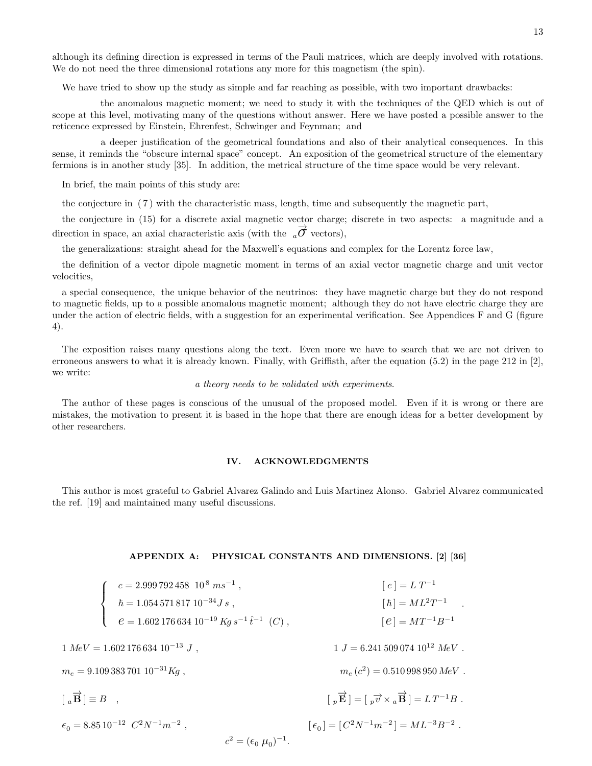although its defining direction is expressed in terms of the Pauli matrices, which are deeply involved with rotations. We do not need the three dimensional rotations any more for this magnetism (the spin).

We have tried to show up the study as simple and far reaching as possible, with two important drawbacks:

the anomalous magnetic moment; we need to study it with the techniques of the QED which is out of scope at this level, motivating many of the questions without answer. Here we have posted a possible answer to the reticence expressed by Einstein, Ehrenfest, Schwinger and Feynman; and

a deeper justification of the geometrical foundations and also of their analytical consequences. In this sense, it reminds the "obscure internal space" concept. An exposition of the geometrical structure of the elementary fermions is in another study [35]. In addition, the metrical structure of the time space would be very relevant.

In brief, the main points of this study are:

the conjecture in (7) with the characteristic mass, length, time and subsequently the magnetic part,

the conjecture in (15) for a discrete axial magnetic vector charge; discrete in two aspects: a magnitude and a direction in space, an axial characteristic axis (with the ${}_a\overrightarrow{\sigma}$ vectors),

the generalizations: straight ahead for the Maxwell's equations and complex for the Lorentz force law,

the definition of a vector dipole magnetic moment in terms of an axial vector magnetic charge and unit vector velocities,

a special consequence, the unique behavior of the neutrinos: they have magnetic charge but they do not respond to magnetic fields, up to a possible anomalous magnetic moment; although they do not have electric charge they are under the action of electric fields, with a suggestion for an experimental verification. See Appendices F and G (figure 4).

The exposition raises many questions along the text. Even more we have to search that we are not driven to erroneous answers to what it is already known. Finally, with Griffisth, after the equation (5.2) in the page 212 in [2], we write:

*a theory needs to be validated with experiments.*

The author of these pages is conscious of the unusual of the proposed model. Even if it is wrong or there are mistakes, the motivation to present it is based in the hope that there are enough ideas for a better development by other researchers.

## IV. ACKNOWLEDGMENTS

This author is most grateful to Gabriel Alvarez Galindo and Luis Martinez Alonso. Gabriel Alvarez communicated the ref. [19] and maintained many useful discussions.

## APPENDIX A: PHYSICAL CONSTANTS AND DIMENSIONS. [2] [36]

$$\begin{cases} c = 2.999\,792\,458\ \ 10^{8}\ ms^{-1}\ , & [\,c\,] = L\,T^{-1} \\ \hbar = 1.054\,571\,817\ 10^{-34} J\,s\ , & [\hbar] = ML^2T^{-1} \\ e = 1.602\,176\,634\ 10^{-19}\ Kg\,s^{-1}\,\hat{t}^{-1}\ \ (C)\ , & [\,e\,] = MT^{-1}B^{-1} \end{cases} .$$

$$1\ MeV = 1.602\,176\,634\ 10^{-13}\ J\ , \qquad 1\ J = 6.241\,509\,074\ 10^{12}\ MeV\ .$$

$$m_e = 9.109\,383\,701\ 10^{-31} Kg\ , \qquad m_e\,(c^2) = 0.510\,998\,950\ MeV\ .$$

$$[\ {}_a\overrightarrow{\mathbf{B}}\ ] \equiv B \quad , \qquad [\ {}_p\overrightarrow{\mathbf{E}}\ ] = [\ {}_p\overrightarrow{v} \times {}_a\overrightarrow{\mathbf{B}}\ ] = L\,T^{-1}B\ .$$

$$\epsilon_0 = 8.85\,10^{-12}\ \ C^2N^{-1}m^{-2}\ , \qquad [\,\epsilon_0\,] = [\,C^2N^{-1}m^{-2}\,] = ML^{-3}B^{-2}\ .$$

$$c^2 = (\epsilon_0\,\mu_0)^{-1}.$$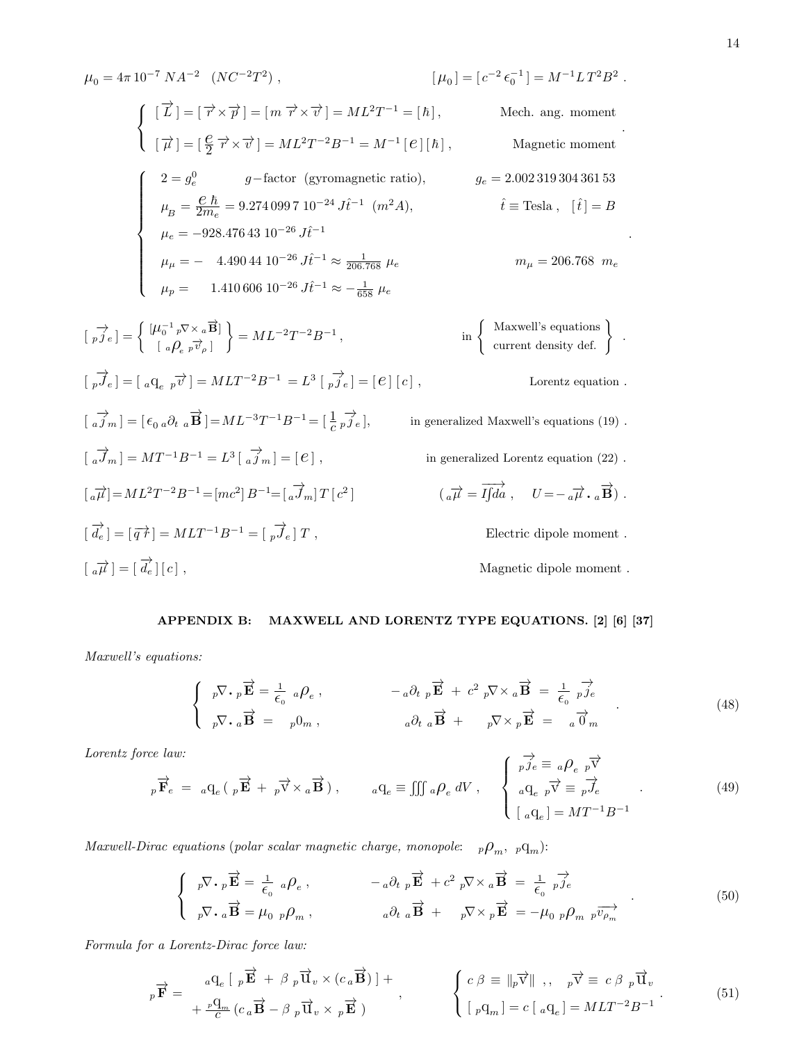$$\mu_0 = 4\pi\, 10^{-7}\ NA^{-2} \quad (NC^{-2}T^2)\ , \qquad\qquad [\,\mu_0\,] = [\,c^{-2}\,\epsilon_0^{-1}\,] = M^{-1}L\,T^2B^2\ .$$

$$\left\{ \begin{array}{ll} [\,\overrightarrow{L}\,] = [\,\overrightarrow{r}\times\overrightarrow{p}\,] = [\,m\ \overrightarrow{r}\times\overrightarrow{v}\,] = ML^2T^{-1} = [\,\hbar\,]\,, & \text{Mech. ang. moment} \\ [\,\overrightarrow{\mu}\,] = [\,\frac{e}{2}\ \overrightarrow{r}\times\overrightarrow{v}\,] = ML^2T^{-2}B^{-1} = M^{-1}\,[\,e\,]\,[\,\hbar\,]\,, & \text{Magnetic moment} \end{array} \right. .$$

$$\left\{ \begin{array}{lll} 2 = g_e^0 & g\text{-factor (gyromagnetic ratio)}, & g_e = 2.002\,319\,304\,361\,53 \\ \mu_B = \dfrac{e\,\hbar}{2m_e} = 9.274\,099\,7\ 10^{-24}\ J\hat{t}^{-1}\ \ (m^2A), & & \hat{t}\equiv \text{Tesla}\ ,\ \ [\,\hat{t}\,] = B \\ \mu_e = -928.476\,43\ 10^{-26}\ J\hat{t}^{-1} & & \\ \mu_\mu = -\ \ 4.490\,44\ 10^{-26}\ J\hat{t}^{-1} \approx \frac{1}{206.768}\ \mu_e & & m_\mu = 206.768\ \ m_e \\ \mu_p = \ \ \ \ 1.410\,606\ 10^{-26}\ J\hat{t}^{-1} \approx -\frac{1}{658}\ \mu_e & & \end{array} \right. .$$

$$[\,{}_p\overrightarrow{j}_e\,] = \left\{ \begin{array}{c} [\mu_0^{-1}\ {}_p\nabla\times{}_a\overrightarrow{\mathbf{B}}] \\ [\ {}_a\rho_e\ {}_p\overrightarrow{v}_\rho\,] \end{array} \right\} = ML^{-2}T^{-2}B^{-1}\,, \qquad \text{in} \left\{ \begin{array}{c} \text{Maxwell's equations} \\ \text{current density def.} \end{array} \right\} .$$

$$[\,{}_p\overrightarrow{J}_e\,] = [\ {}_a\mathrm{q}_e\ \ {}_p\overrightarrow{v}\,] = MLT^{-2}B^{-1}\ = L^3\ [\ {}_p\overrightarrow{j}_e\,] = [\,e\,]\ [\,c\,]\ , \qquad \text{Lorentz equation}\ .$$

$$[\ {}_a\overrightarrow{j}_m\,] = [\,\epsilon_0\ {}_a\partial_t\ {}_a\overrightarrow{\mathbf{B}}\,] = ML^{-3}T^{-1}B^{-1} = [\ \frac{1}{c}\ {}_p\overrightarrow{j}_e\,], \qquad \text{in generalized Maxwell's equations (19)}\ .$$

$$[\ {}_a\overrightarrow{J}_m\,] = MT^{-1}B^{-1} = L^3\,[\ {}_a\overrightarrow{j}_m\,] = [\,e\,]\ , \qquad \text{in generalized Lorentz equation (22)}\ .$$

$$[\,{}_a\overrightarrow{\mu}\,] = ML^2T^{-2}B^{-1} = [mc^2]\,B^{-1} = [\,{}_a\overrightarrow{J}_m]\,T\,[\,c^2\,] \qquad (\ {}_a\overrightarrow{\mu} = I\overrightarrow{\textstyle\int da}\ ,\quad U = -\ {}_a\overrightarrow{\mu}\cdot{}_a\overrightarrow{\mathbf{B}})\ .$$

$$[\ \overrightarrow{d_e}\,] = [\,\overrightarrow{q\,r}\,] = MLT^{-1}B^{-1} = [\ {}_p\overrightarrow{J}_e\,]\ T\ , \qquad \text{Electric dipole moment}\ .$$

$$[\ {}_a\overrightarrow{\mu}\,] = [\ \overrightarrow{d_e}\,]\,[\,c\,]\ , \qquad \text{Magnetic dipole moment}\ .$$

## APPENDIX B: MAXWELL AND LORENTZ TYPE EQUATIONS. [2] [6] [37]

*Maxwell's equations:*

$$\left\{ \begin{array}{ll} {}_p\nabla\cdot{}_p\overrightarrow{\mathbf{E}} = \frac{1}{\epsilon_0}\ {}_a\rho_e\ , & -\,{}_a\partial_t\ {}_p\overrightarrow{\mathbf{E}}\ +\ c^2\ {}_p\nabla\times{}_a\overrightarrow{\mathbf{B}}\ =\ \frac{1}{\epsilon_0}\ {}_p\overrightarrow{j_e} \\ {}_p\nabla\cdot{}_a\overrightarrow{\mathbf{B}}\ =\ \ {}_p0_m\ , & {}_a\partial_t\ {}_a\overrightarrow{\mathbf{B}}\ +\ \ \ {}_p\nabla\times{}_p\overrightarrow{\mathbf{E}}\ =\ \ {}_a\overrightarrow{0}_m \end{array} \right. . \tag{48}$$

*Lorentz force law:*

$${}_p\overrightarrow{\mathbf{F}}_e\ =\ {}_a\mathrm{q}_e\,(\ {}_p\overrightarrow{\mathbf{E}}\ +\ {}_p\overrightarrow{\mathrm{v}}\times{}_a\overrightarrow{\mathbf{B}}\,)\ , \qquad {}_a\mathrm{q}_e \equiv \iiint {}_a\rho_e\ dV\ , \qquad \left\{ \begin{array}{l} {}_p\overrightarrow{j_e} \equiv\ {}_a\rho_e\ \ {}_p\overrightarrow{\mathrm{v}} \\ {}_a\mathrm{q}_e\ \ {}_p\overrightarrow{\mathrm{v}} \equiv\ {}_p\overrightarrow{J_e} \\ [\ {}_a\mathrm{q}_e\,] = MT^{-1}B^{-1} \end{array} \right. . \tag{49}$$

*Maxwell-Dirac equations (polar scalar magnetic charge, monopole:* ${}_p\rho_m,\ {}_p\mathrm{q}_m$*):*

$$\left\{ \begin{array}{ll} {}_p\nabla\cdot{}_p\overrightarrow{\mathbf{E}} = \frac{1}{\epsilon_0}\ {}_a\rho_e\ , & -\,{}_a\partial_t\ {}_p\overrightarrow{\mathbf{E}}\ +c^2\ {}_p\nabla\times{}_a\overrightarrow{\mathbf{B}}\ =\ \frac{1}{\epsilon_0}\ {}_p\overrightarrow{j_e} \\ {}_p\nabla\cdot{}_a\overrightarrow{\mathbf{B}} = \mu_0\ {}_p\rho_m\ , & {}_a\partial_t\ {}_a\overrightarrow{\mathbf{B}}\ +\ \ \ {}_p\nabla\times{}_p\overrightarrow{\mathbf{E}}\ = -\mu_0\ {}_p\rho_m\ \ {}_p\overrightarrow{v_{\rho_m}} \end{array} \right. . \tag{50}$$

*Formula for a Lorentz-Dirac force law:*

$${}_p\overrightarrow{\mathbf{F}} = \begin{array}{c} {}_a\mathrm{q}_e\,[\ {}_p\overrightarrow{\mathbf{E}}\ +\ \beta\ {}_p\overrightarrow{\mathrm{u}}_v\times(c\,{}_a\overrightarrow{\mathbf{B}})\,]\ + \\ +\ \frac{{}_p\mathrm{q}_m}{c}\,(c\,{}_a\overrightarrow{\mathbf{B}} - \beta\ {}_p\overrightarrow{\mathrm{u}}_v\times\ {}_p\overrightarrow{\mathbf{E}}\ ) \end{array}\ , \qquad \left\{ \begin{array}{l} c\,\beta\ \equiv\ \|{}_p\overrightarrow{\mathrm{v}}\|\ \ ,,\quad {}_p\overrightarrow{\mathrm{v}}\ \equiv\ c\,\beta\ \ {}_p\overrightarrow{\mathrm{u}}_v \\ [\ {}_p\mathrm{q}_m\,] = c\ [\ {}_a\mathrm{q}_e\,] = MLT^{-2}B^{-1} \end{array} \right. . \tag{51}$$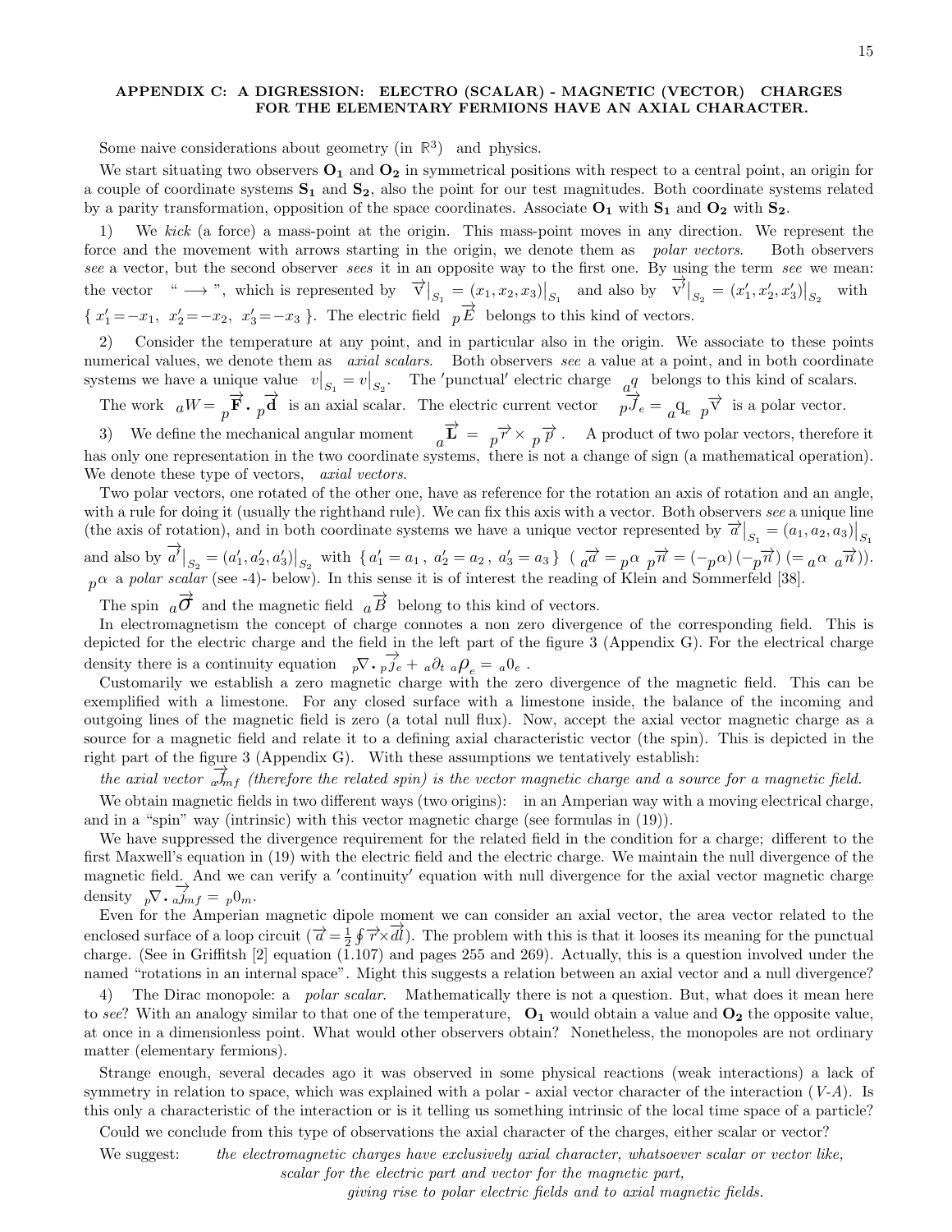## APPENDIX C: A DIGRESSION: ELECTRO (SCALAR) - MAGNETIC (VECTOR) CHARGES FOR THE ELEMENTARY FERMIONS HAVE AN AXIAL CHARACTER.

Some naive considerations about geometry (in $\mathbb{R}^3$) and physics.

We start situating two observers $\mathbf{O_1}$ and $\mathbf{O_2}$ in symmetrical positions with respect to a central point, an origin for a couple of coordinate systems $\mathbf{S_1}$ and $\mathbf{S_2}$, also the point for our test magnitudes. Both coordinate systems related by a parity transformation, opposition of the space coordinates. Associate $\mathbf{O_1}$ with $\mathbf{S_1}$ and $\mathbf{O_2}$ with $\mathbf{S_2}$.

1) We *kick* (a force) a mass-point at the origin. This mass-point moves in any direction. We represent the force and the movement with arrows starting in the origin, we denote them as *polar vectors*. Both observers *see* a vector, but the second observer *sees* it in an opposite way to the first one. By using the term *see* we mean: the vector " $\longrightarrow$ ", which is represented by $\vec{\mathrm{v}}\big|_{S_1} = (x_1, x_2, x_3)\big|_{S_1}$ and also by $\vec{\mathrm{v}'}\big|_{S_2} = (x'_1, x'_2, x'_3)\big|_{S_2}$ with $\{\, x'_1 = -x_1,\ x'_2 = -x_2,\ x'_3 = -x_3 \,\}$. The electric field ${}_p\vec{E}$ belongs to this kind of vectors.

2) Consider the temperature at any point, and in particular also in the origin. We associate to these points numerical values, we denote them as *axial scalars*. Both observers *see* a value at a point, and in both coordinate systems we have a unique value $v\big|_{S_1} = v\big|_{S_2}$. The 'punctual' electric charge ${}_aq$ belongs to this kind of scalars.

The work ${}_aW = {}_p\vec{\mathbf{F}} \cdot {}_p\vec{\mathbf{d}}$ is an axial scalar. The electric current vector ${}_p\vec{J}_e = {}_a\mathrm{q}_e\ {}_p\vec{\mathrm{v}}$ is a polar vector.

3) We define the mechanical angular moment ${}_a\vec{\mathbf{L}} = {}_p\vec{r} \times {}_p\vec{p}$ . A product of two polar vectors, therefore it has only one representation in the two coordinate systems, there is not a change of sign (a mathematical operation). We denote these type of vectors, *axial vectors*.

Two polar vectors, one rotated of the other one, have as reference for the rotation an axis of rotation and an angle, with a rule for doing it (usually the righthand rule). We can fix this axis with a vector. Both observers *see* a unique line (the axis of rotation), and in both coordinate systems we have a unique vector represented by $\vec{a}\big|_{S_1} = (a_1, a_2, a_3)\big|_{S_1}$ and also by $\vec{a'}\big|_{S_2} = (a'_1, a'_2, a'_3)\big|_{S_2}$ with $\{\, a'_1 = a_1\,,\ a'_2 = a_2\,,\ a'_3 = a_3 \,\}$ ( ${}_a\vec{a} = {}_p\alpha\ {}_p\vec{n} = (-{}_p\alpha)\,(-{}_p\vec{n})\ (= {}_a\alpha\ {}_a\vec{n})$). ${}_p\alpha$ a *polar scalar* (see -4)- below). In this sense it is of interest the reading of Klein and Sommerfeld [38].

The spin ${}_a\vec{\sigma}$ and the magnetic field ${}_a\vec{B}$ belong to this kind of vectors.

In electromagnetism the concept of charge connotes a non zero divergence of the corresponding field. This is depicted for the electric charge and the field in the left part of the figure 3 (Appendix G). For the electrical charge density there is a continuity equation ${}_p\nabla \cdot {}_p\vec{J}_e + {}_a\partial_t\ {}_a\rho_e = {}_a0_e$ .

Customarily we establish a zero magnetic charge with the zero divergence of the magnetic field. This can be exemplified with a limestone. For any closed surface with a limestone inside, the balance of the incoming and outgoing lines of the magnetic field is zero (a total null flux). Now, accept the axial vector magnetic charge as a source for a magnetic field and relate it to a defining axial characteristic vector (the spin). This is depicted in the right part of the figure 3 (Appendix G). With these assumptions we tentatively establish:

*the axial vector* ${}_a\vec{J}_{mf}$ *(therefore the related spin) is the vector magnetic charge and a source for a magnetic field.*

We obtain magnetic fields in two different ways (two origins): in an Amperian way with a moving electrical charge, and in a "spin" way (intrinsic) with this vector magnetic charge (see formulas in (19)).

We have suppressed the divergence requirement for the related field in the condition for a charge; different to the first Maxwell's equation in (19) with the electric field and the electric charge. We maintain the null divergence of the magnetic field. And we can verify a 'continuity' equation with null divergence for the axial vector magnetic charge density ${}_p\nabla \cdot {}_a\vec{J}_{mf} = {}_p0_m$.

Even for the Amperian magnetic dipole moment we can consider an axial vector, the area vector related to the enclosed surface of a loop circuit ($\vec{a} = \frac{1}{2}\oint \vec{r} \times \vec{dl}$). The problem with this is that it looses its meaning for the punctual charge. (See in Griffitsh [2] equation (1.107) and pages 255 and 269). Actually, this is a question involved under the named "rotations in an internal space". Might this suggests a relation between an axial vector and a null divergence?

4) The Dirac monopole: a *polar scalar*. Mathematically there is not a question. But, what does it mean here to *see*? With an analogy similar to that one of the temperature, $\mathbf{O_1}$ would obtain a value and $\mathbf{O_2}$ the opposite value, at once in a dimensionless point. What would other observers obtain? Nonetheless, the monopoles are not ordinary matter (elementary fermions).

Strange enough, several decades ago it was observed in some physical reactions (weak interactions) a lack of symmetry in relation to space, which was explained with a polar - axial vector character of the interaction (*V-A*). Is this only a characteristic of the interaction or is it telling us something intrinsic of the local time space of a particle?

Could we conclude from this type of observations the axial character of the charges, either scalar or vector?

We suggest: *the electromagnetic charges have exclusively axial character, whatsoever scalar or vector like, scalar for the electric part and vector for the magnetic part, giving rise to polar electric fields and to axial magnetic fields.*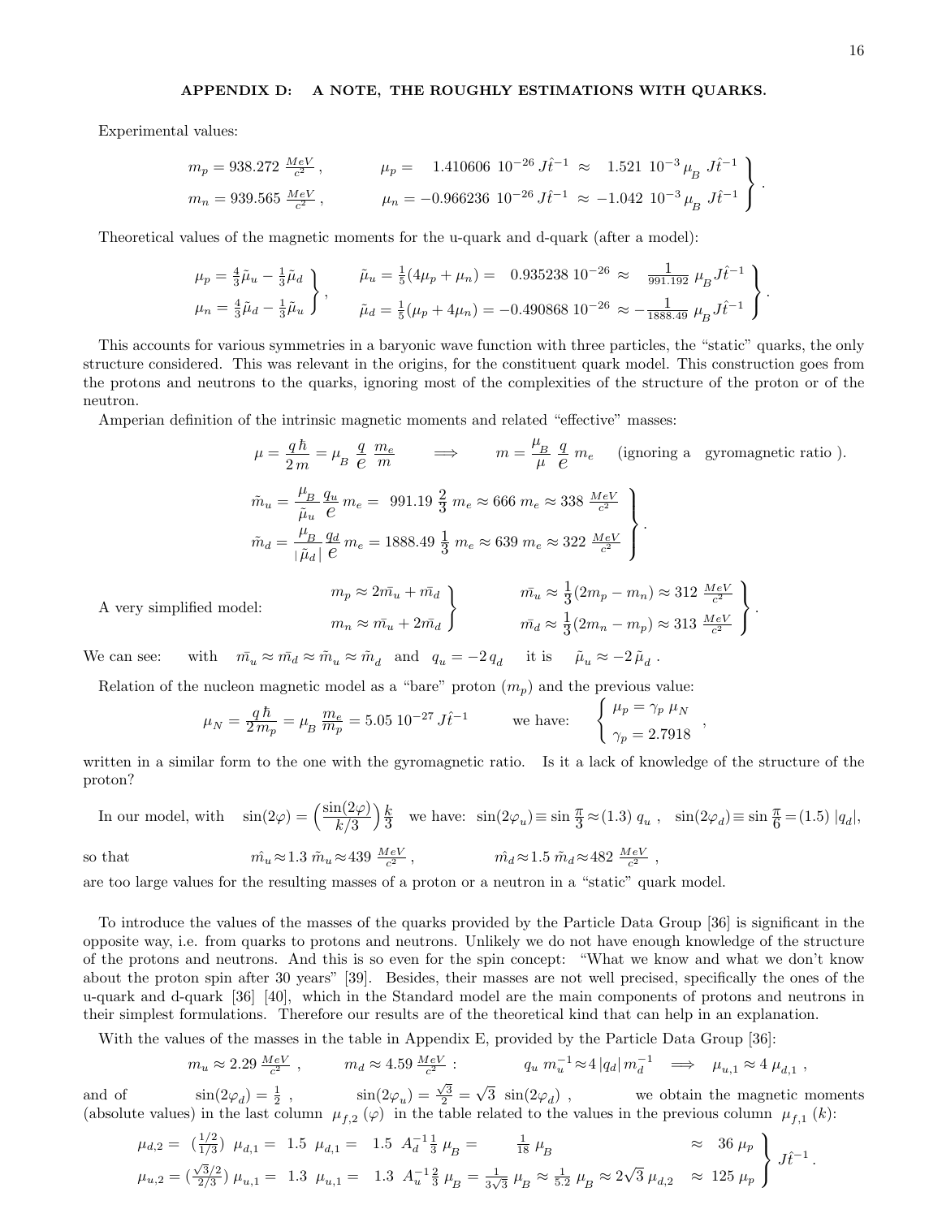## APPENDIX D: A NOTE, THE ROUGHLY ESTIMATIONS WITH QUARKS.

Experimental values:

$$\left.\begin{array}{ll} m_p = 938.272 \,\frac{MeV}{c^2}\,, & \mu_p = \;\;\,1.410606\;10^{-26}\,J\hat{t}^{-1} \;\approx\;\;\, 1.521\;10^{-3}\,\mu_{_B}\;J\hat{t}^{-1} \\ m_n = 939.565 \,\frac{MeV}{c^2}\,, & \mu_n = -0.966236\;10^{-26}\,J\hat{t}^{-1} \;\approx\; -1.042\;10^{-3}\,\mu_{_B}\;J\hat{t}^{-1} \end{array}\right\}.$$

Theoretical values of the magnetic moments for the u-quark and d-quark (after a model):

$$\left.\begin{array}{l} \mu_p = \frac{4}{3}\tilde{\mu}_u - \frac{1}{3}\tilde{\mu}_d \\ \mu_n = \frac{4}{3}\tilde{\mu}_d - \frac{1}{3}\tilde{\mu}_u \end{array}\right\}, \qquad \left.\begin{array}{l} \tilde{\mu}_u = \frac{1}{5}(4\mu_p + \mu_n) = \;\;\,0.935238\;10^{-26} \approx \;\;\frac{1}{991.192}\,\mu_{_B} J\hat{t}^{-1} \\ \tilde{\mu}_d = \frac{1}{5}(\mu_p + 4\mu_n) = -0.490868\;10^{-26} \approx -\frac{1}{1888.49}\,\mu_{_B} J\hat{t}^{-1} \end{array}\right\}.$$

This accounts for various symmetries in a baryonic wave function with three particles, the "static" quarks, the only structure considered. This was relevant in the origins, for the constituent quark model. This construction goes from the protons and neutrons to the quarks, ignoring most of the complexities of the structure of the proton or of the neutron.

Amperian definition of the intrinsic magnetic moments and related "effective" masses:

$$\mu = \frac{q\,\hbar}{2\,m} = \mu_{_B}\,\frac{q}{e}\,\frac{m_e}{m} \qquad \Longrightarrow \qquad m = \frac{\mu_{_B}}{\mu}\,\frac{q}{e}\,m_e \quad \text{(ignoring a gyromagnetic ratio ).}$$

$$\left.\begin{array}{l} \tilde{m}_u = \dfrac{\mu_{_B}}{\tilde{\mu}_u}\,\dfrac{q_u}{e}\,m_e = \;\;991.19\;\frac{2}{3}\;m_e \approx 666\;m_e \approx 338\;\frac{MeV}{c^2} \\ \tilde{m}_d = \dfrac{\mu_{_B}}{|\,\tilde{\mu}_d\,|}\,\dfrac{q_d}{e}\,m_e = 1888.49\;\frac{1}{3}\;m_e \approx 639\;m_e \approx 322\;\frac{MeV}{c^2} \end{array}\right\}.$$

A very simplified model:

$$\left.\begin{array}{l} m_p \approx 2\bar{m}_u + \bar{m}_d \\ m_n \approx \bar{m}_u + 2\bar{m}_d \end{array}\right\} \qquad \left.\begin{array}{l} \bar{m}_u \approx \frac{1}{3}(2m_p - m_n) \approx 312\;\frac{MeV}{c^2} \\ \bar{m}_d \approx \frac{1}{3}(2m_n - m_p) \approx 313\;\frac{MeV}{c^2} \end{array}\right\}.$$

We can see: with $\bar{m}_u \approx \bar{m}_d \approx \tilde{m}_u \approx \tilde{m}_d$ and $q_u = -2\,q_d$ it is $\tilde{\mu}_u \approx -2\,\tilde{\mu}_d$ .

Relation of the nucleon magnetic model as a "bare" proton ($m_p$) and the previous value:

$$\mu_N = \frac{q\,\hbar}{2\,m_p} = \mu_{_B}\,\frac{m_e}{m_p} = 5.05\;10^{-27}\,J\hat{t}^{-1} \qquad \text{we have:} \qquad \left\{\begin{array}{l} \mu_p = \gamma_p\;\mu_N \\ \gamma_p = 2.7918 \end{array}\right. ,$$

written in a similar form to the one with the gyromagnetic ratio. Is it a lack of knowledge of the structure of the proton?

In our model, with $\sin(2\varphi) = \left(\frac{\sin(2\varphi)}{k/3}\right)\frac{k}{3}$ we have: $\sin(2\varphi_u) \equiv \sin\frac{\pi}{3} \approx (1.3)\;q_u$ , $\sin(2\varphi_d) \equiv \sin\frac{\pi}{6} = (1.5)\;|q_d|$,

so that $\hat{m}_u \approx 1.3\;\tilde{m}_u \approx 439\;\frac{MeV}{c^2}$ , $\hat{m}_d \approx 1.5\;\tilde{m}_d \approx 482\;\frac{MeV}{c^2}$ ,

are too large values for the resulting masses of a proton or a neutron in a "static" quark model.

To introduce the values of the masses of the quarks provided by the Particle Data Group [36] is significant in the opposite way, i.e. from quarks to protons and neutrons. Unlikely we do not have enough knowledge of the structure of the protons and neutrons. And this is so even for the spin concept: "What we know and what we don't know about the proton spin after 30 years" [39]. Besides, their masses are not well precised, specifically the ones of the u-quark and d-quark [36] [40], which in the Standard model are the main components of protons and neutrons in their simplest formulations. Therefore our results are of the theoretical kind that can help in an explanation.

With the values of the masses in the table in Appendix E, provided by the Particle Data Group [36]:

$$m_u \approx 2.29\;\frac{MeV}{c^2}\;, \qquad m_d \approx 4.59\;\frac{MeV}{c^2}\;: \qquad q_u\;m_u^{-1} \approx 4\,|q_d|\,m_d^{-1} \;\;\Longrightarrow\;\; \mu_{u,1} \approx 4\;\mu_{d,1}\;,$$

and of $\sin(2\varphi_d) = \frac{1}{2}$ , $\sin(2\varphi_u) = \frac{\sqrt{3}}{2} = \sqrt{3}\;\sin(2\varphi_d)$ , we obtain the magnetic moments (absolute values) in the last column $\mu_{f,2}\;(\varphi)$ in the table related to the values in the previous column $\mu_{f,1}\;(k)$:

$$\left.\begin{array}{lllll} \mu_{d,2} = \;(\frac{1/2}{1/3})\;\mu_{d,1} = \;1.5\;\;\mu_{d,1} = & 1.5\;\;A_d^{-1}\frac{1}{3}\;\mu_B = & \frac{1}{18}\;\mu_B & & \approx\;\;36\;\mu_p \\ \mu_{u,2} = (\frac{\sqrt{3}/2}{2/3})\;\mu_{u,1} = \;1.3\;\;\mu_{u,1} = & 1.3\;\;A_u^{-1}\frac{2}{3}\;\mu_B = & \frac{1}{3\sqrt{3}}\;\mu_B \approx \frac{1}{5.2}\;\mu_B \approx 2\sqrt{3}\;\mu_{d,2} & & \approx 125\;\mu_p \end{array}\right\}\;J\hat{t}^{-1}.$$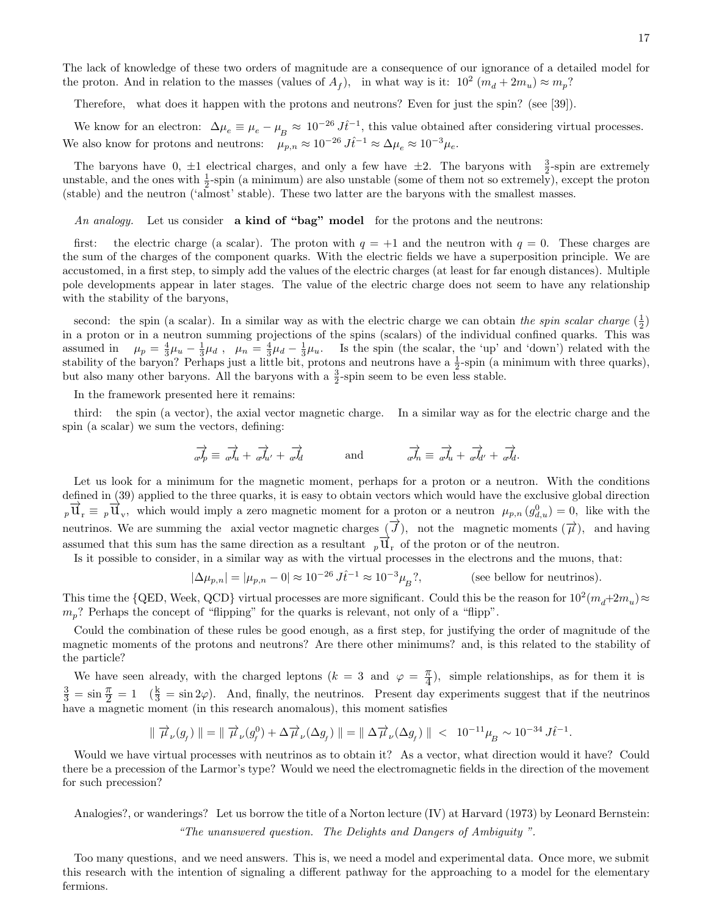The lack of knowledge of these two orders of magnitude are a consequence of our ignorance of a detailed model for the proton. And in relation to the masses (values of $A_f$), in what way is it: $10^2\,(m_d + 2m_u) \approx m_p$?

Therefore, what does it happen with the protons and neutrons? Even for just the spin? (see [39]).

We know for an electron: $\Delta\mu_e \equiv \mu_e - \mu_B \approx 10^{-26}\,J\hat{t}^{-1}$, this value obtained after considering virtual processes. We also know for protons and neutrons: $\mu_{p,n} \approx 10^{-26}\,J\hat{t}^{-1} \approx \Delta\mu_e \approx 10^{-3}\mu_e$.

The baryons have 0, $\pm1$ electrical charges, and only a few have $\pm2$. The baryons with $\frac{3}{2}$-spin are extremely unstable, and the ones with $\frac{1}{2}$-spin (a minimum) are also unstable (some of them not so extremely), except the proton (stable) and the neutron ('almost' stable). These two latter are the baryons with the smallest masses.

*An analogy.* Let us consider **a kind of "bag" model** for the protons and the neutrons:

first: the electric charge (a scalar). The proton with $q = +1$ and the neutron with $q = 0$. These charges are the sum of the charges of the component quarks. With the electric fields we have a superposition principle. We are accustomed, in a first step, to simply add the values of the electric charges (at least for far enough distances). Multiple pole developments appear in later stages. The value of the electric charge does not seem to have any relationship with the stability of the baryons,

second: the spin (a scalar). In a similar way as with the electric charge we can obtain *the spin scalar charge* ($\frac{1}{2}$) in a proton or in a neutron summing projections of the spins (scalars) of the individual confined quarks. This was assumed in $\mu_p = \frac{4}{3}\mu_u - \frac{1}{3}\mu_d$ , $\mu_n = \frac{4}{3}\mu_d - \frac{1}{3}\mu_u$. Is the spin (the scalar, the 'up' and 'down') related with the stability of the baryon? Perhaps just a little bit, protons and neutrons have a $\frac{1}{2}$-spin (a minimum with three quarks), but also many other baryons. All the baryons with a $\frac{3}{2}$-spin seem to be even less stable.

In the framework presented here it remains:

third: the spin (a vector), the axial vector magnetic charge. In a similar way as for the electric charge and the spin (a scalar) we sum the vectors, defining:

$$ {}_{a}\overrightarrow{J}_{p} \equiv {}_{a}\overrightarrow{J}_{u} + {}_{a}\overrightarrow{J}_{u'} + {}_{a}\overrightarrow{J}_{d} \qquad \text{and} \qquad {}_{a}\overrightarrow{J}_{n} \equiv {}_{a}\overrightarrow{J}_{u} + {}_{a}\overrightarrow{J}_{d'} + {}_{a}\overrightarrow{J}_{d}. $$

Let us look for a minimum for the magnetic moment, perhaps for a proton or a neutron. With the conditions defined in (39) applied to the three quarks, it is easy to obtain vectors which would have the exclusive global direction ${}_{p}\overrightarrow{\mathrm{u}}_{\mathrm{r}} \equiv {}_{p}\overrightarrow{\mathrm{u}}_{\mathrm{v}}$, which would imply a zero magnetic moment for a proton or a neutron $\mu_{p,n}\,(g^0_{d,u}) = 0$, like with the neutrinos. We are summing the axial vector magnetic charges ($\overrightarrow{J}$), not the magnetic moments ($\overrightarrow{\mu}$), and having assumed that this sum has the same direction as a resultant ${}_{p}\overrightarrow{\mathrm{u}}_{\mathrm{r}}$ of the proton or of the neutron.

Is it possible to consider, in a similar way as with the virtual processes in the electrons and the muons, that:

$$ |\Delta\mu_{p,n}| = |\mu_{p,n} - 0| \approx 10^{-26}\,J\hat{t}^{-1} \approx 10^{-3}\mu_B\,?, \qquad\qquad \text{(see bellow for neutrinos).} $$

This time the {QED, Week, QCD} virtual processes are more significant. Could this be the reason for $10^2(m_d+2m_u) \approx m_p$? Perhaps the concept of "flipping" for the quarks is relevant, not only of a "flipp".

Could the combination of these rules be good enough, as a first step, for justifying the order of magnitude of the magnetic moments of the protons and neutrons? Are there other minimums? and, is this related to the stability of the particle?

We have seen already, with the charged leptons ($k = 3$ and $\varphi = \frac{\pi}{4}$), simple relationships, as for them it is $\frac{3}{3} = \sin\frac{\pi}{2} = 1$ ($\frac{\mathrm{k}}{3} = \sin 2\varphi$). And, finally, the neutrinos. Present day experiments suggest that if the neutrinos have a magnetic moment (in this research anomalous), this moment satisfies

$$ \parallel \overrightarrow{\mu}_{\nu}(g_f) \parallel = \parallel \overrightarrow{\mu}_{\nu}(g^0_f) + \Delta\overrightarrow{\mu}_{\nu}(\Delta g_f) \parallel = \parallel \Delta\overrightarrow{\mu}_{\nu}(\Delta g_f) \parallel \; < \; 10^{-11}\mu_B \sim 10^{-34}\,J\hat{t}^{-1}. $$

Would we have virtual processes with neutrinos as to obtain it? As a vector, what direction would it have? Could there be a precession of the Larmor's type? Would we need the electromagnetic fields in the direction of the movement for such precession?

Analogies?, or wanderings? Let us borrow the title of a Norton lecture (IV) at Harvard (1973) by Leonard Bernstein:

*"The unanswered question. The Delights and Dangers of Ambiguity".*

Too many questions, and we need answers. This is, we need a model and experimental data. Once more, we submit this research with the intention of signaling a different pathway for the approaching to a model for the elementary fermions.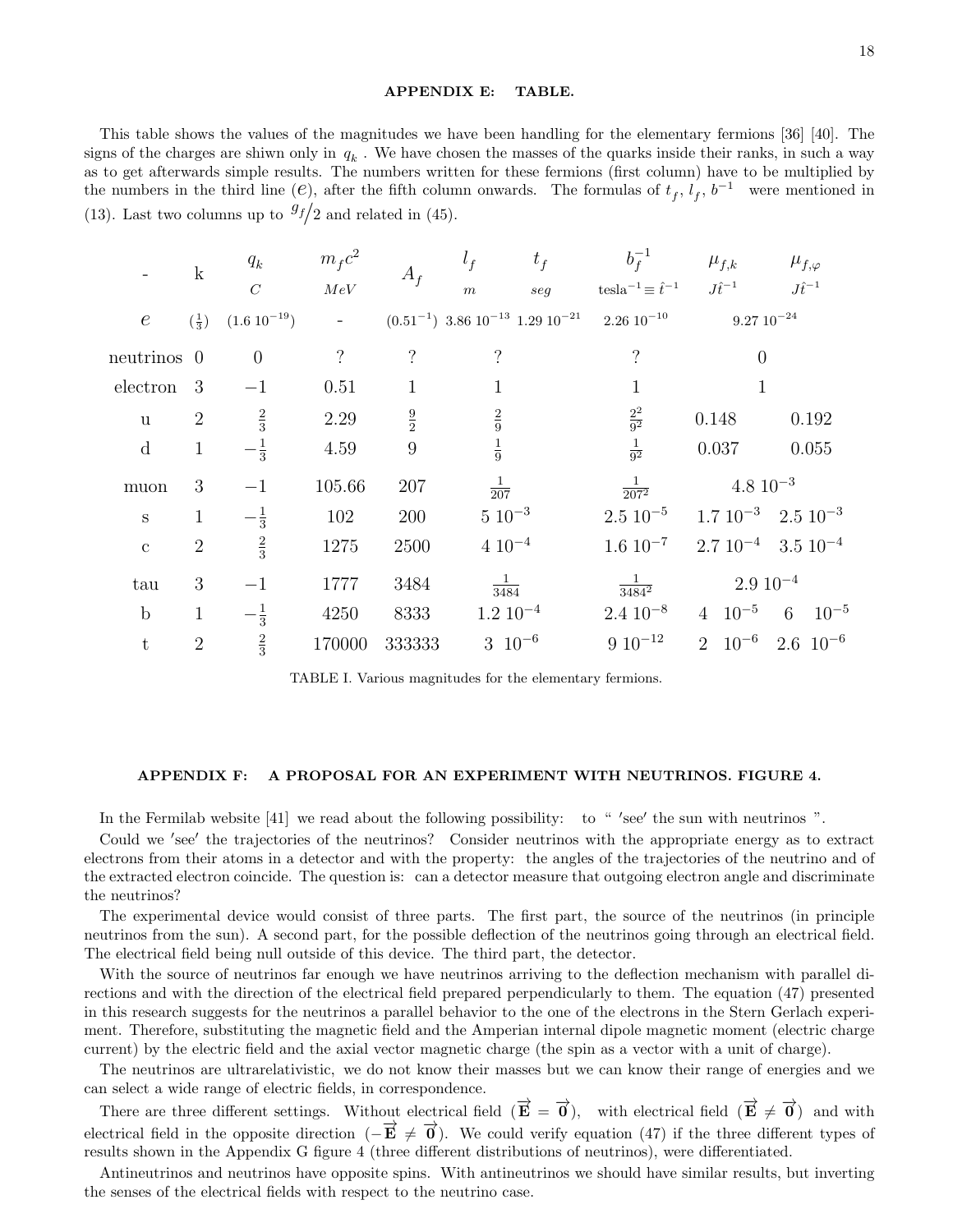## APPENDIX E: TABLE.

This table shows the values of the magnitudes we have been handling for the elementary fermions [36] [40]. The signs of the charges are shiwn only in $q_k$ . We have chosen the masses of the quarks inside their ranks, in such a way as to get afterwards simple results. The numbers written for these fermions (first column) have to be multiplied by the numbers in the third line ($e$), after the fifth column onwards. The formulas of $t_f$, $l_f$, $b^{-1}$ were mentioned in (13). Last two columns up to $g_f/2$ and related in (45).

| - | k | $q_k$ $C$ | $m_f c^2$ $MeV$ | $A_f$ | $l_f$ $m$ | $t_f$ $seg$ | $b_f^{-1}$ tesla$^{-1} \equiv \hat{t}^{-1}$ | $\mu_{f,k}$ $J\hat{t}^{-1}$ | $\mu_{f,\varphi}$ $J\hat{t}^{-1}$ |
|---|---|---|---|---|---|---|---|---|---|
| $e$ | $(\frac{1}{3})$ | $(1.6\ 10^{-19})$ | - | $(0.51^{-1})$ | $3.86\ 10^{-13}$ | $1.29\ 10^{-21}$ | $2.26\ 10^{-10}$ | $9.27\ 10^{-24}$ | |
| neutrinos | 0 | 0 | ? | ? | ? | | ? | 0 | |
| electron | 3 | $-1$ | 0.51 | 1 | 1 | | 1 | 1 | |
| u | 2 | $\frac{2}{3}$ | 2.29 | $\frac{9}{2}$ | $\frac{2}{9}$ | | $\frac{2^2}{9^2}$ | 0.148 | 0.192 |
| d | 1 | $-\frac{1}{3}$ | 4.59 | 9 | $\frac{1}{9}$ | | $\frac{1}{9^2}$ | 0.037 | 0.055 |
| muon | 3 | $-1$ | 105.66 | 207 | $\frac{1}{207}$ | | $\frac{1}{207^2}$ | $4.8\ 10^{-3}$ | |
| s | 1 | $-\frac{1}{3}$ | 102 | 200 | $5\ 10^{-3}$ | | $2.5\ 10^{-5}$ | $1.7\ 10^{-3}$ | $2.5\ 10^{-3}$ |
| c | 2 | $\frac{2}{3}$ | 1275 | 2500 | $4\ 10^{-4}$ | | $1.6\ 10^{-7}$ | $2.7\ 10^{-4}$ | $3.5\ 10^{-4}$ |
| tau | 3 | $-1$ | 1777 | 3484 | $\frac{1}{3484}$ | | $\frac{1}{3484^2}$ | $2.9\ 10^{-4}$ | |
| b | 1 | $-\frac{1}{3}$ | 4250 | 8333 | $1.2\ 10^{-4}$ | | $2.4\ 10^{-8}$ | $4\ \ 10^{-5}$ | $6\ \ 10^{-5}$ |
| t | 2 | $\frac{2}{3}$ | 170000 | 333333 | $3\ \ 10^{-6}$ | | $9\ 10^{-12}$ | $2\ \ 10^{-6}$ | $2.6\ \ 10^{-6}$ |

TABLE I. Various magnitudes for the elementary fermions.

## APPENDIX F: A PROPOSAL FOR AN EXPERIMENT WITH NEUTRINOS. FIGURE 4.

In the Fermilab website [41] we read about the following possibility: to " 'see' the sun with neutrinos ".

Could we 'see' the trajectories of the neutrinos? Consider neutrinos with the appropriate energy as to extract electrons from their atoms in a detector and with the property: the angles of the trajectories of the neutrino and of the extracted electron coincide. The question is: can a detector measure that outgoing electron angle and discriminate the neutrinos?

The experimental device would consist of three parts. The first part, the source of the neutrinos (in principle neutrinos from the sun). A second part, for the possible deflection of the neutrinos going through an electrical field. The electrical field being null outside of this device. The third part, the detector.

With the source of neutrinos far enough we have neutrinos arriving to the deflection mechanism with parallel directions and with the direction of the electrical field prepared perpendicularly to them. The equation (47) presented in this research suggests for the neutrinos a parallel behavior to the one of the electrons in the Stern Gerlach experiment. Therefore, substituting the magnetic field and the Amperian internal dipole magnetic moment (electric charge current) by the electric field and the axial vector magnetic charge (the spin as a vector with a unit of charge).

The neutrinos are ultrarelativistic, we do not know their masses but we can know their range of energies and we can select a wide range of electric fields, in correspondence.

There are three different settings. Without electrical field ($\overrightarrow{\mathbf{E}} = \overrightarrow{\mathbf{0}}$), with electrical field ($\overrightarrow{\mathbf{E}} \neq \overrightarrow{\mathbf{0}}$) and with electrical field in the opposite direction ($-\overrightarrow{\mathbf{E}} \neq \overrightarrow{\mathbf{0}}$). We could verify equation (47) if the three different types of results shown in the Appendix G figure 4 (three different distributions of neutrinos), were differentiated.

Antineutrinos and neutrinos have opposite spins. With antineutrinos we should have similar results, but inverting the senses of the electrical fields with respect to the neutrino case.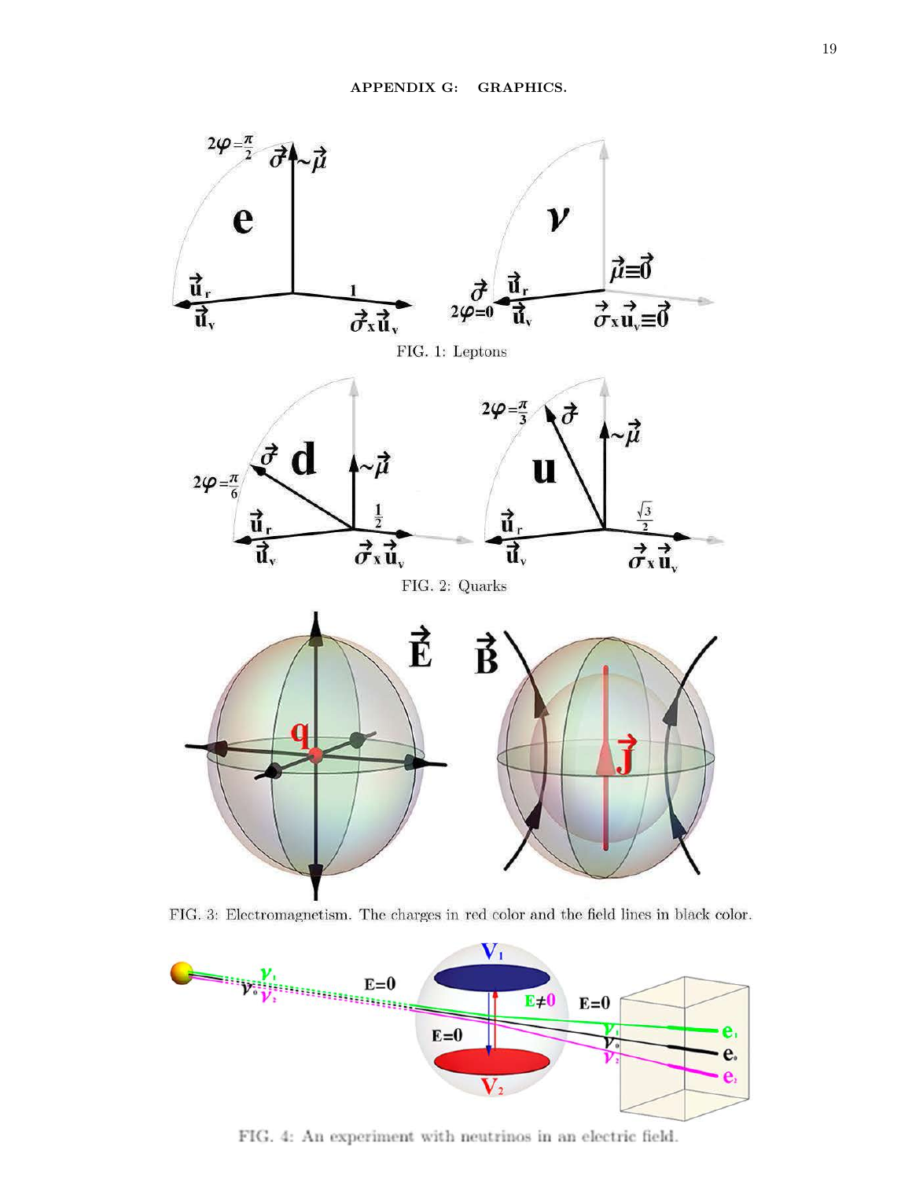## APPENDIX G: GRAPHICS.

FIG. 1: Leptons

FIG. 2: Quarks

FIG. 3: Electromagnetism. The charges in red color and the field lines in black color.

FIG. 4: An experiment with neutrinos in an electric field.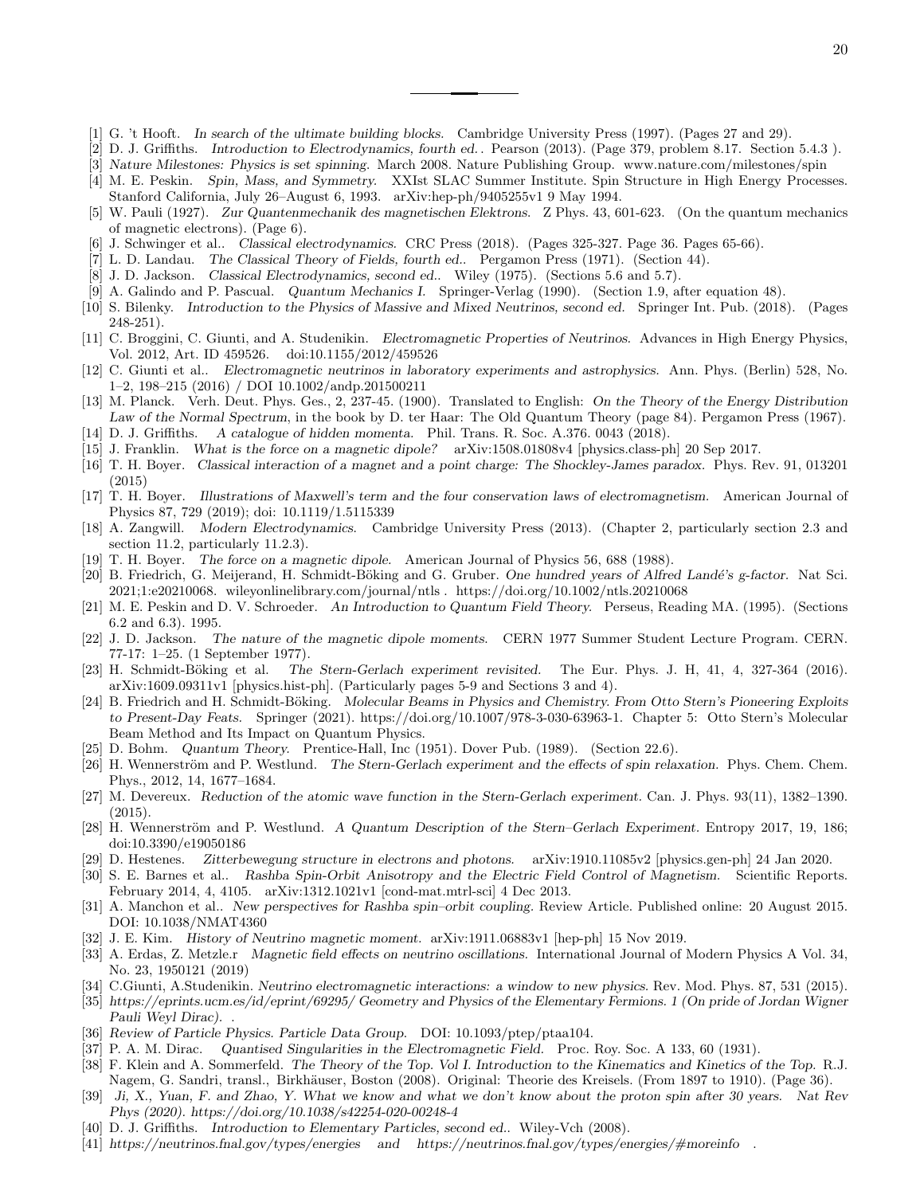[1] G. 't Hooft. *In search of the ultimate building blocks.* Cambridge University Press (1997). (Pages 27 and 29).

[2] D. J. Griffiths. *Introduction to Electrodynamics, fourth ed.*. Pearson (2013). (Page 379, problem 8.17. Section 5.4.3 ).

[3] *Nature Milestones: Physics is set spinning.* March 2008. Nature Publishing Group. www.nature.com/milestones/spin

[4] M. E. Peskin. *Spin, Mass, and Symmetry.* XXIst SLAC Summer Institute. Spin Structure in High Energy Processes. Stanford California, July 26–August 6, 1993. arXiv:hep-ph/9405255v1 9 May 1994.

[5] W. Pauli (1927). *Zur Quantenmechanik des magnetischen Elektrons.* Z Phys. 43, 601-623. (On the quantum mechanics of magnetic electrons). (Page 6).

[6] J. Schwinger et al.. *Classical electrodynamics.* CRC Press (2018). (Pages 325-327. Page 36. Pages 65-66).

[7] L. D. Landau. *The Classical Theory of Fields, fourth ed.*. Pergamon Press (1971). (Section 44).

[8] J. D. Jackson. *Classical Electrodynamics, second ed.*. Wiley (1975). (Sections 5.6 and 5.7).

[9] A. Galindo and P. Pascual. *Quantum Mechanics I.* Springer-Verlag (1990). (Section 1.9, after equation 48).

[10] S. Bilenky. *Introduction to the Physics of Massive and Mixed Neutrinos, second ed.* Springer Int. Pub. (2018). (Pages 248-251).

[11] C. Broggini, C. Giunti, and A. Studenikin. *Electromagnetic Properties of Neutrinos.* Advances in High Energy Physics, Vol. 2012, Art. ID 459526. doi:10.1155/2012/459526

[12] C. Giunti et al.. *Electromagnetic neutrinos in laboratory experiments and astrophysics.* Ann. Phys. (Berlin) 528, No. 1–2, 198–215 (2016) / DOI 10.1002/andp.201500211

[13] M. Planck. Verh. Deut. Phys. Ges., 2, 237-45. (1900). Translated to English: *On the Theory of the Energy Distribution Law of the Normal Spectrum*, in the book by D. ter Haar: The Old Quantum Theory (page 84). Pergamon Press (1967).

[14] D. J. Griffiths. *A catalogue of hidden momenta.* Phil. Trans. R. Soc. A.376. 0043 (2018).

[15] J. Franklin. *What is the force on a magnetic dipole?* arXiv:1508.01808v4 [physics.class-ph] 20 Sep 2017.

[16] T. H. Boyer. *Classical interaction of a magnet and a point charge: The Shockley-James paradox.* Phys. Rev. 91, 013201 (2015)

[17] T. H. Boyer. *Illustrations of Maxwell's term and the four conservation laws of electromagnetism.* American Journal of Physics 87, 729 (2019); doi: 10.1119/1.5115339

[18] A. Zangwill. *Modern Electrodynamics.* Cambridge University Press (2013). (Chapter 2, particularly section 2.3 and section 11.2, particularly 11.2.3).

[19] T. H. Boyer. *The force on a magnetic dipole.* American Journal of Physics 56, 688 (1988).

[20] B. Friedrich, G. Meijerand, H. Schmidt-Böking and G. Gruber. *One hundred years of Alfred Landé's g-factor.* Nat Sci. 2021;1:e20210068. wileyonlinelibrary.com/journal/ntls . https://doi.org/10.1002/ntls.20210068

[21] M. E. Peskin and D. V. Schroeder. *An Introduction to Quantum Field Theory.* Perseus, Reading MA. (1995). (Sections 6.2 and 6.3). 1995.

[22] J. D. Jackson. *The nature of the magnetic dipole moments.* CERN 1977 Summer Student Lecture Program. CERN. 77-17: 1–25. (1 September 1977).

[23] H. Schmidt-Böking et al. *The Stern-Gerlach experiment revisited.* The Eur. Phys. J. H, 41, 4, 327-364 (2016). arXiv:1609.09311v1 [physics.hist-ph]. (Particularly pages 5-9 and Sections 3 and 4).

[24] B. Friedrich and H. Schmidt-Böking. *Molecular Beams in Physics and Chemistry. From Otto Stern's Pioneering Exploits to Present-Day Feats.* Springer (2021). https://doi.org/10.1007/978-3-030-63963-1. Chapter 5: Otto Stern's Molecular Beam Method and Its Impact on Quantum Physics.

[25] D. Bohm. *Quantum Theory.* Prentice-Hall, Inc (1951). Dover Pub. (1989). (Section 22.6).

[26] H. Wennerström and P. Westlund. *The Stern-Gerlach experiment and the effects of spin relaxation.* Phys. Chem. Chem. Phys., 2012, 14, 1677–1684.

[27] M. Devereux. *Reduction of the atomic wave function in the Stern-Gerlach experiment.* Can. J. Phys. 93(11), 1382–1390. (2015).

[28] H. Wennerström and P. Westlund. *A Quantum Description of the Stern–Gerlach Experiment.* Entropy 2017, 19, 186; doi:10.3390/e19050186

[29] D. Hestenes. *Zitterbewegung structure in electrons and photons.* arXiv:1910.11085v2 [physics.gen-ph] 24 Jan 2020.

[30] S. E. Barnes et al.. *Rashba Spin-Orbit Anisotropy and the Electric Field Control of Magnetism.* Scientific Reports. February 2014, 4, 4105. arXiv:1312.1021v1 [cond-mat.mtrl-sci] 4 Dec 2013.

[31] A. Manchon et al.. *New perspectives for Rashba spin–orbit coupling.* Review Article. Published online: 20 August 2015. DOI: 10.1038/NMAT4360

[32] J. E. Kim. *History of Neutrino magnetic moment.* arXiv:1911.06883v1 [hep-ph] 15 Nov 2019.

[33] A. Erdas, Z. Metzle.r *Magnetic field effects on neutrino oscillations.* International Journal of Modern Physics A Vol. 34, No. 23, 1950121 (2019)

[34] C.Giunti, A.Studenikin. *Neutrino electromagnetic interactions: a window to new physics.* Rev. Mod. Phys. 87, 531 (2015).

[35] *https://eprints.ucm.es/id/eprint/69295/ Geometry and Physics of the Elementary Fermions. 1 (On pride of Jordan Wigner Pauli Weyl Dirac).* .

[36] *Review of Particle Physics. Particle Data Group.* DOI: 10.1093/ptep/ptaa104.

[37] P. A. M. Dirac. *Quantised Singularities in the Electromagnetic Field.* Proc. Roy. Soc. A 133, 60 (1931).

[38] F. Klein and A. Sommerfeld. *The Theory of the Top. Vol I. Introduction to the Kinematics and Kinetics of the Top.* R.J. Nagem, G. Sandri, transl., Birkhäuser, Boston (2008). Original: Theorie des Kreisels. (From 1897 to 1910). (Page 36).

[39] *Ji, X., Yuan, F. and Zhao, Y. What we know and what we don't know about the proton spin after 30 years. Nat Rev Phys (2020). https://doi.org/10.1038/s42254-020-00248-4*

[40] D. J. Griffiths. *Introduction to Elementary Particles, second ed.*. Wiley-Vch (2008).

[41] *https://neutrinos.fnal.gov/types/energies and https://neutrinos.fnal.gov/types/energies/#moreinfo* .